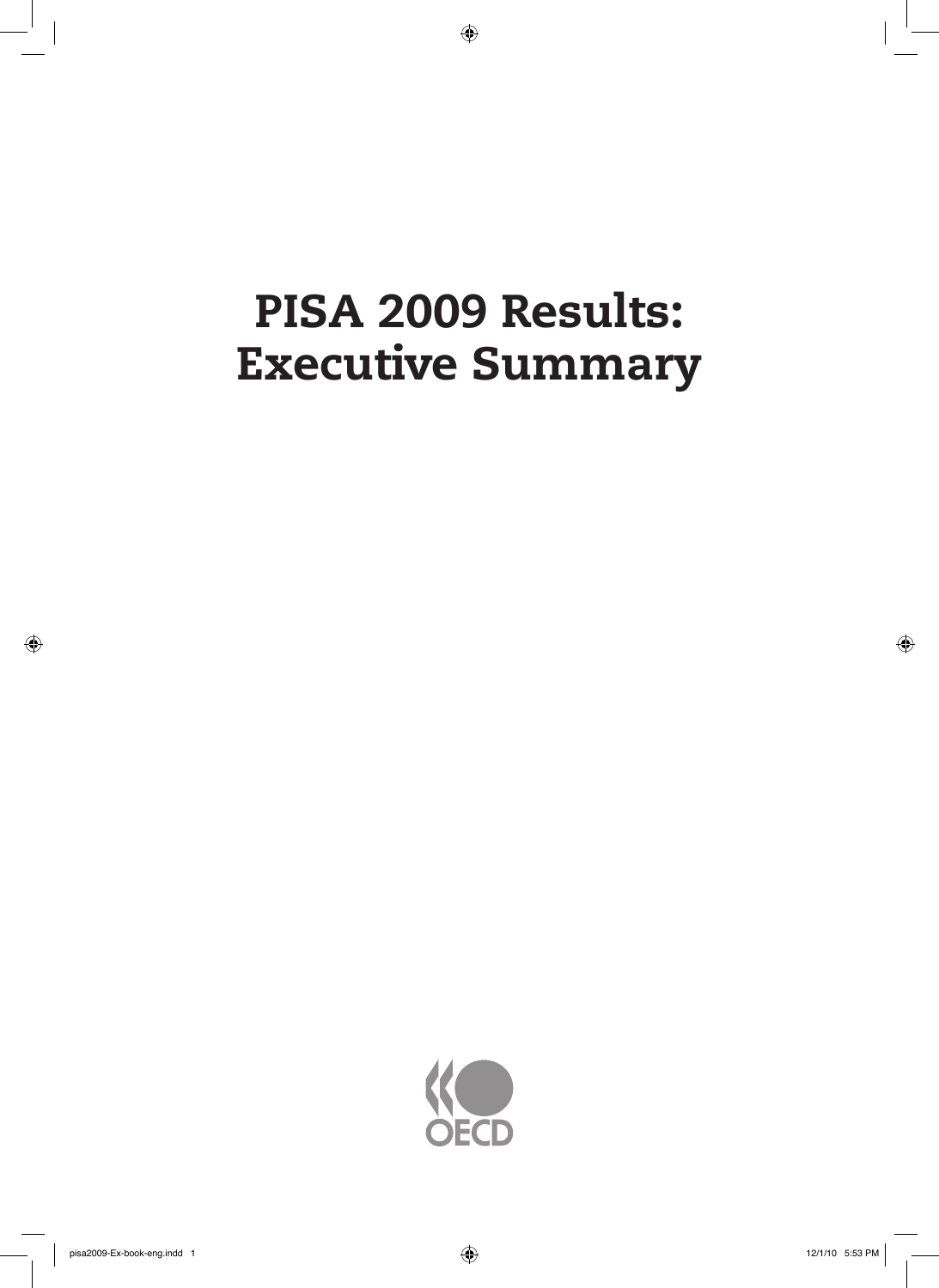# PISA 2009 Results: Executive Summary

OECD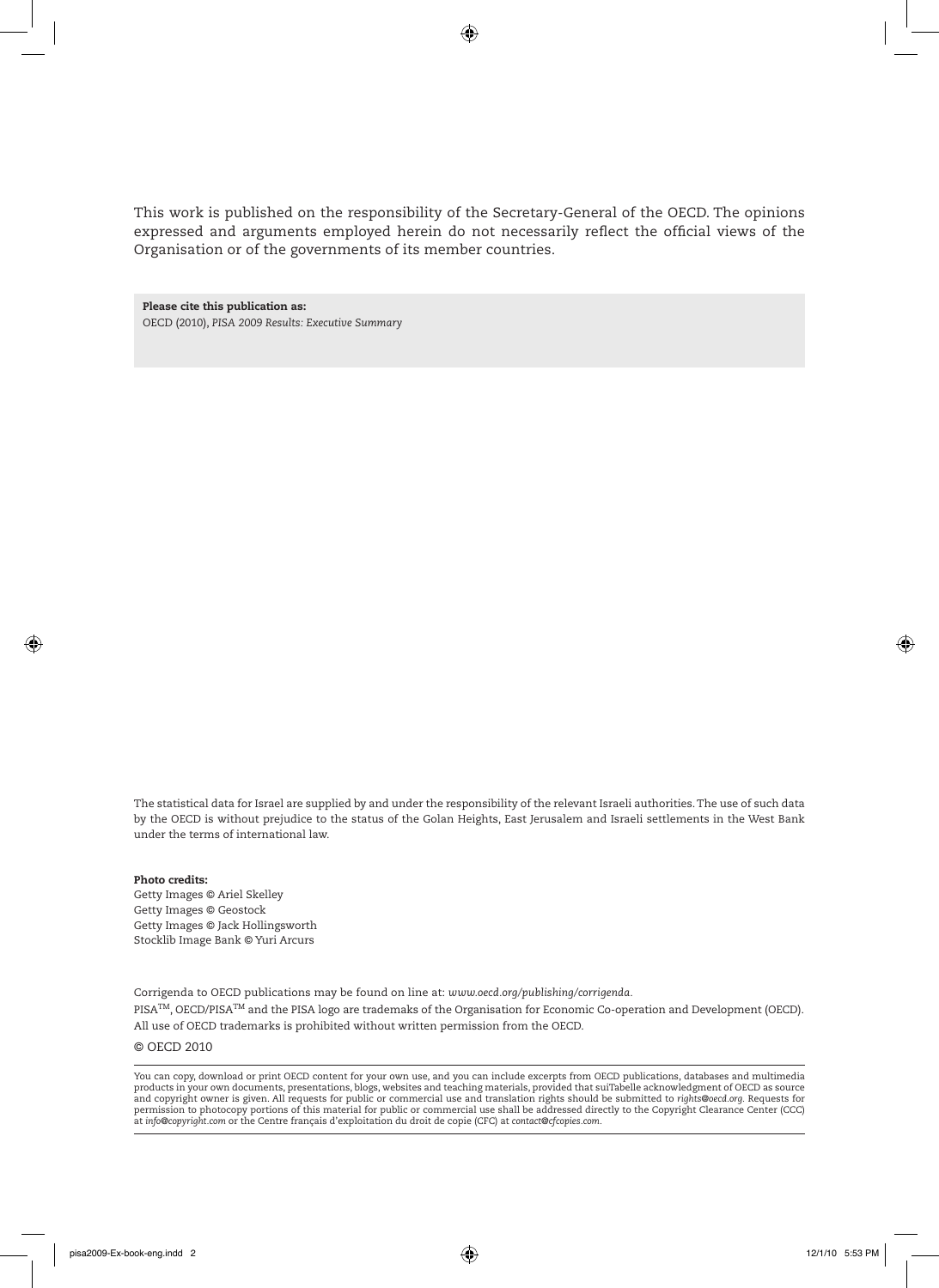This work is published on the responsibility of the Secretary-General of the OECD. The opinions expressed and arguments employed herein do not necessarily reflect the official views of the Organisation or of the governments of its member countries.

**Please cite this publication as:**
OECD (2010), *PISA 2009 Results: Executive Summary*

The statistical data for Israel are supplied by and under the responsibility of the relevant Israeli authorities. The use of such data by the OECD is without prejudice to the status of the Golan Heights, East Jerusalem and Israeli settlements in the West Bank under the terms of international law.

**Photo credits:**
Getty Images © Ariel Skelley
Getty Images © Geostock
Getty Images © Jack Hollingsworth
Stocklib Image Bank © Yuri Arcurs

Corrigenda to OECD publications may be found on line at: *www.oecd.org/publishing/corrigenda*.
PISA™, OECD/PISA™ and the PISA logo are trademaks of the Organisation for Economic Co-operation and Development (OECD). All use of OECD trademarks is prohibited without written permission from the OECD.

© OECD 2010

You can copy, download or print OECD content for your own use, and you can include excerpts from OECD publications, databases and multimedia products in your own documents, presentations, blogs, websites and teaching materials, provided that suiTabelle acknowledgment of OECD as source and copyright owner is given. All requests for public or commercial use and translation rights should be submitted to *rights@oecd.org*. Requests for permission to photocopy portions of this material for public or commercial use shall be addressed directly to the Copyright Clearance Center (CCC) at *info@copyright.com* or the Centre français d'exploitation du droit de copie (CFC) at *contact@cfcopies.com*.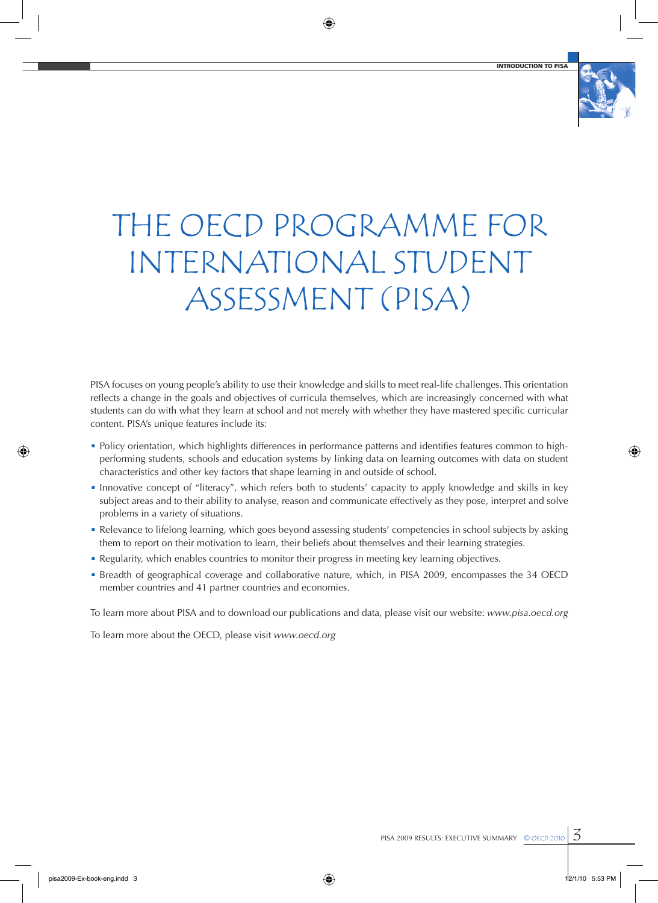# THE OECD PROGRAMME FOR INTERNATIONAL STUDENT ASSESSMENT (PISA)

PISA focuses on young people's ability to use their knowledge and skills to meet real-life challenges. This orientation reflects a change in the goals and objectives of curricula themselves, which are increasingly concerned with what students can do with what they learn at school and not merely with whether they have mastered specific curricular content. PISA's unique features include its:

- Policy orientation, which highlights differences in performance patterns and identifies features common to high-performing students, schools and education systems by linking data on learning outcomes with data on student characteristics and other key factors that shape learning in and outside of school.
- Innovative concept of "literacy", which refers both to students' capacity to apply knowledge and skills in key subject areas and to their ability to analyse, reason and communicate effectively as they pose, interpret and solve problems in a variety of situations.
- Relevance to lifelong learning, which goes beyond assessing students' competencies in school subjects by asking them to report on their motivation to learn, their beliefs about themselves and their learning strategies.
- Regularity, which enables countries to monitor their progress in meeting key learning objectives.
- Breadth of geographical coverage and collaborative nature, which, in PISA 2009, encompasses the 34 OECD member countries and 41 partner countries and economies.

To learn more about PISA and to download our publications and data, please visit our website: *www.pisa.oecd.org*

To learn more about the OECD, please visit *www.oecd.org*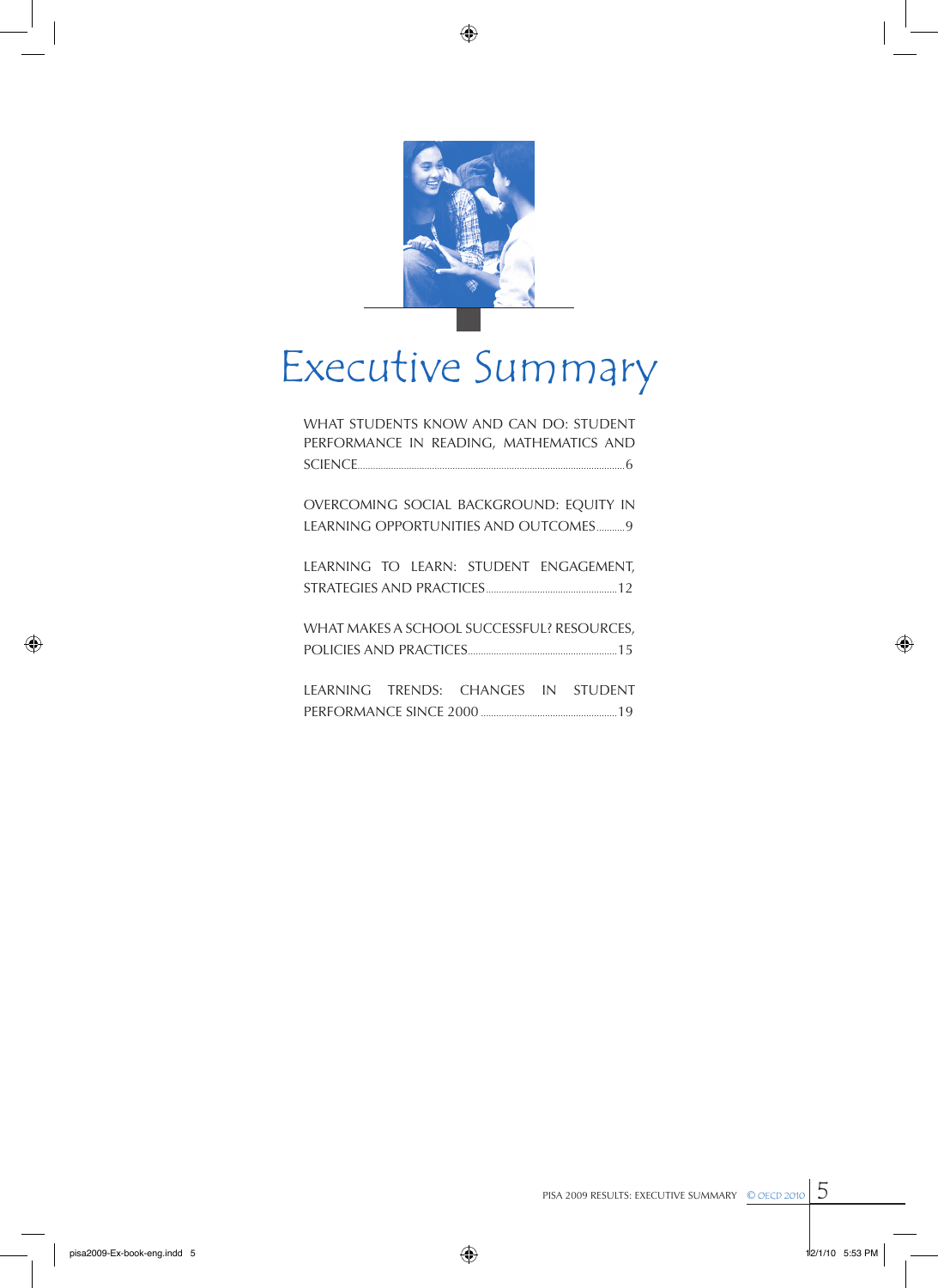# Executive Summary

WHAT STUDENTS KNOW AND CAN DO: STUDENT PERFORMANCE IN READING, MATHEMATICS AND SCIENCE ... 6

OVERCOMING SOCIAL BACKGROUND: EQUITY IN LEARNING OPPORTUNITIES AND OUTCOMES ... 9

LEARNING TO LEARN: STUDENT ENGAGEMENT, STRATEGIES AND PRACTICES ... 12

WHAT MAKES A SCHOOL SUCCESSFUL? RESOURCES, POLICIES AND PRACTICES ... 15

LEARNING TRENDS: CHANGES IN STUDENT PERFORMANCE SINCE 2000 ... 19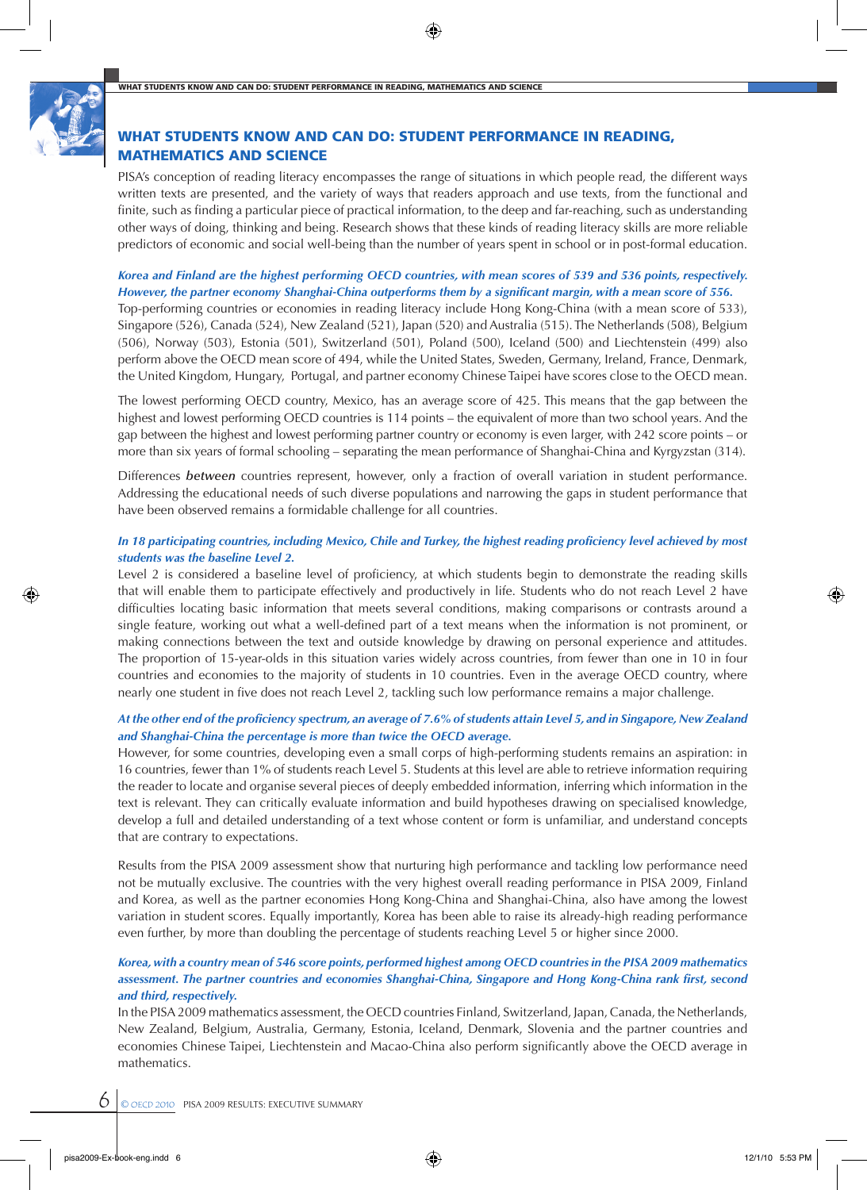## WHAT STUDENTS KNOW AND CAN DO: STUDENT PERFORMANCE IN READING, MATHEMATICS AND SCIENCE

PISA's conception of reading literacy encompasses the range of situations in which people read, the different ways written texts are presented, and the variety of ways that readers approach and use texts, from the functional and finite, such as finding a particular piece of practical information, to the deep and far-reaching, such as understanding other ways of doing, thinking and being. Research shows that these kinds of reading literacy skills are more reliable predictors of economic and social well-being than the number of years spent in school or in post-formal education.

***Korea and Finland are the highest performing OECD countries, with mean scores of 539 and 536 points, respectively. However, the partner economy Shanghai-China outperforms them by a significant margin, with a mean score of 556.***

Top-performing countries or economies in reading literacy include Hong Kong-China (with a mean score of 533), Singapore (526), Canada (524), New Zealand (521), Japan (520) and Australia (515). The Netherlands (508), Belgium (506), Norway (503), Estonia (501), Switzerland (501), Poland (500), Iceland (500) and Liechtenstein (499) also perform above the OECD mean score of 494, while the United States, Sweden, Germany, Ireland, France, Denmark, the United Kingdom, Hungary, Portugal, and partner economy Chinese Taipei have scores close to the OECD mean.

The lowest performing OECD country, Mexico, has an average score of 425. This means that the gap between the highest and lowest performing OECD countries is 114 points – the equivalent of more than two school years. And the gap between the highest and lowest performing partner country or economy is even larger, with 242 score points – or more than six years of formal schooling – separating the mean performance of Shanghai-China and Kyrgyzstan (314).

Differences ***between*** countries represent, however, only a fraction of overall variation in student performance. Addressing the educational needs of such diverse populations and narrowing the gaps in student performance that have been observed remains a formidable challenge for all countries.

***In 18 participating countries, including Mexico, Chile and Turkey, the highest reading proficiency level achieved by most students was the baseline Level 2.***

Level 2 is considered a baseline level of proficiency, at which students begin to demonstrate the reading skills that will enable them to participate effectively and productively in life. Students who do not reach Level 2 have difficulties locating basic information that meets several conditions, making comparisons or contrasts around a single feature, working out what a well-defined part of a text means when the information is not prominent, or making connections between the text and outside knowledge by drawing on personal experience and attitudes. The proportion of 15-year-olds in this situation varies widely across countries, from fewer than one in 10 in four countries and economies to the majority of students in 10 countries. Even in the average OECD country, where nearly one student in five does not reach Level 2, tackling such low performance remains a major challenge.

***At the other end of the proficiency spectrum, an average of 7.6% of students attain Level 5, and in Singapore, New Zealand and Shanghai-China the percentage is more than twice the OECD average.***

However, for some countries, developing even a small corps of high-performing students remains an aspiration: in 16 countries, fewer than 1% of students reach Level 5. Students at this level are able to retrieve information requiring the reader to locate and organise several pieces of deeply embedded information, inferring which information in the text is relevant. They can critically evaluate information and build hypotheses drawing on specialised knowledge, develop a full and detailed understanding of a text whose content or form is unfamiliar, and understand concepts that are contrary to expectations.

Results from the PISA 2009 assessment show that nurturing high performance and tackling low performance need not be mutually exclusive. The countries with the very highest overall reading performance in PISA 2009, Finland and Korea, as well as the partner economies Hong Kong-China and Shanghai-China, also have among the lowest variation in student scores. Equally importantly, Korea has been able to raise its already-high reading performance even further, by more than doubling the percentage of students reaching Level 5 or higher since 2000.

***Korea, with a country mean of 546 score points, performed highest among OECD countries in the PISA 2009 mathematics assessment. The partner countries and economies Shanghai-China, Singapore and Hong Kong-China rank first, second and third, respectively.***

In the PISA 2009 mathematics assessment, the OECD countries Finland, Switzerland, Japan, Canada, the Netherlands, New Zealand, Belgium, Australia, Germany, Estonia, Iceland, Denmark, Slovenia and the partner countries and economies Chinese Taipei, Liechtenstein and Macao-China also perform significantly above the OECD average in mathematics.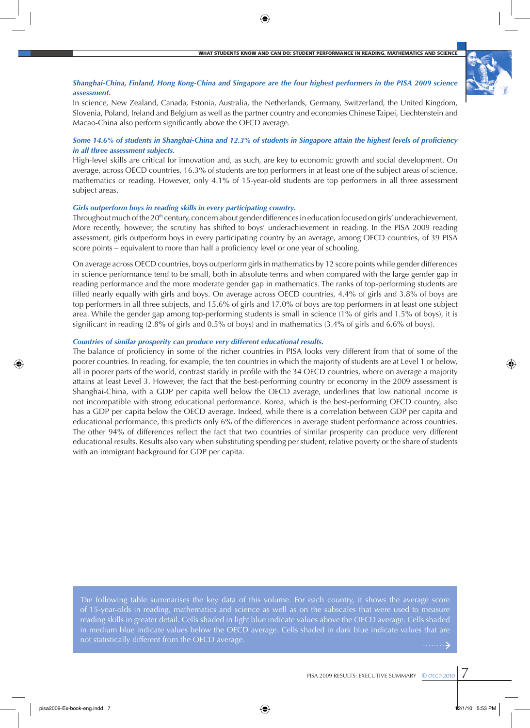***Shanghai-China, Finland, Hong Kong-China and Singapore are the four highest performers in the PISA 2009 science assessment.***

In science, New Zealand, Canada, Estonia, Australia, the Netherlands, Germany, Switzerland, the United Kingdom, Slovenia, Poland, Ireland and Belgium as well as the partner country and economies Chinese Taipei, Liechtenstein and Macao-China also perform significantly above the OECD average.

***Some 14.6% of students in Shanghai-China and 12.3% of students in Singapore attain the highest levels of proficiency in all three assessment subjects.***

High-level skills are critical for innovation and, as such, are key to economic growth and social development. On average, across OECD countries, 16.3% of students are top performers in at least one of the subject areas of science, mathematics or reading. However, only 4.1% of 15-year-old students are top performers in all three assessment subject areas.

***Girls outperform boys in reading skills in every participating country.***

Throughout much of the 20th century, concern about gender differences in education focused on girls' underachievement. More recently, however, the scrutiny has shifted to boys' underachievement in reading. In the PISA 2009 reading assessment, girls outperform boys in every participating country by an average, among OECD countries, of 39 PISA score points – equivalent to more than half a proficiency level or one year of schooling.

On average across OECD countries, boys outperform girls in mathematics by 12 score points while gender differences in science performance tend to be small, both in absolute terms and when compared with the large gender gap in reading performance and the more moderate gender gap in mathematics. The ranks of top-performing students are filled nearly equally with girls and boys. On average across OECD countries, 4.4% of girls and 3.8% of boys are top performers in all three subjects, and 15.6% of girls and 17.0% of boys are top performers in at least one subject area. While the gender gap among top-performing students is small in science (1% of girls and 1.5% of boys), it is significant in reading (2.8% of girls and 0.5% of boys) and in mathematics (3.4% of girls and 6.6% of boys).

***Countries of similar prosperity can produce very different educational results.***

The balance of proficiency in some of the richer countries in PISA looks very different from that of some of the poorer countries. In reading, for example, the ten countries in which the majority of students are at Level 1 or below, all in poorer parts of the world, contrast starkly in profile with the 34 OECD countries, where on average a majority attains at least Level 3. However, the fact that the best-performing country or economy in the 2009 assessment is Shanghai-China, with a GDP per capita well below the OECD average, underlines that low national income is not incompatible with strong educational performance. Korea, which is the best-performing OECD country, also has a GDP per capita below the OECD average. Indeed, while there is a correlation between GDP per capita and educational performance, this predicts only 6% of the differences in average student performance across countries. The other 94% of differences reflect the fact that two countries of similar prosperity can produce very different educational results. Results also vary when substituting spending per student, relative poverty or the share of students with an immigrant background for GDP per capita.

The following table summarises the key data of this volume. For each country, it shows the average score of 15-year-olds in reading, mathematics and science as well as on the subscales that were used to measure reading skills in greater detail. Cells shaded in light blue indicate values above the OECD average. Cells shaded in medium blue indicate values below the OECD average. Cells shaded in dark blue indicate values that are not statistically different from the OECD average.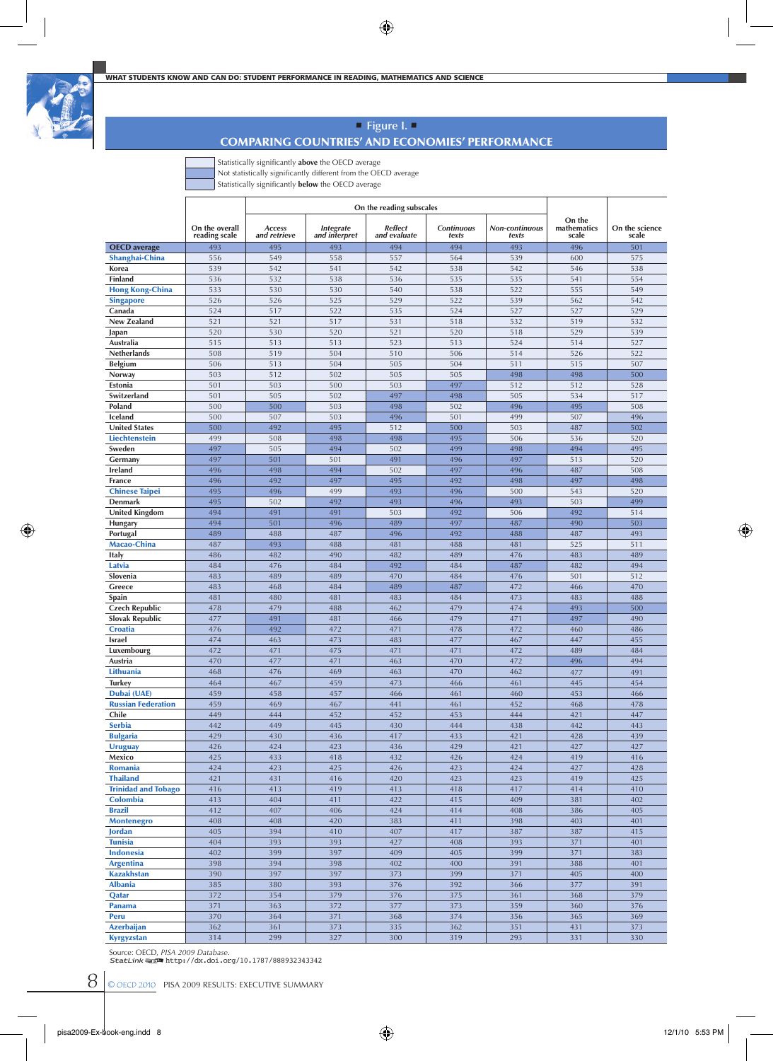## ■ Figure I. ■
## COMPARING COUNTRIES' AND ECONOMIES' PERFORMANCE

Statistically significantly **above** the OECD average
Not statistically significantly different from the OECD average
Statistically significantly **below** the OECD average

| | On the overall reading scale | On the reading subscales | | | | | On the mathematics scale | On the science scale |
|---|---|---|---|---|---|---|---|---|
| | | *Access and retrieve* | *Integrate and interpret* | *Reflect and evaluate* | *Continuous texts* | *Non-continuous texts* | | |
| **OECD average** | 493 | 495 | 493 | 494 | 494 | 493 | 496 | 501 |
| **Shanghai-China** | 556 | 549 | 558 | 557 | 564 | 539 | 600 | 575 |
| **Korea** | 539 | 542 | 541 | 542 | 538 | 542 | 546 | 538 |
| **Finland** | 536 | 532 | 538 | 536 | 535 | 535 | 541 | 554 |
| **Hong Kong-China** | 533 | 530 | 530 | 540 | 538 | 522 | 555 | 549 |
| **Singapore** | 526 | 526 | 525 | 529 | 522 | 539 | 562 | 542 |
| **Canada** | 524 | 517 | 522 | 535 | 524 | 527 | 527 | 529 |
| **New Zealand** | 521 | 521 | 517 | 531 | 518 | 532 | 519 | 532 |
| **Japan** | 520 | 530 | 520 | 521 | 520 | 518 | 529 | 539 |
| **Australia** | 515 | 513 | 513 | 523 | 513 | 524 | 514 | 527 |
| **Netherlands** | 508 | 519 | 504 | 510 | 506 | 514 | 526 | 522 |
| **Belgium** | 506 | 513 | 504 | 505 | 504 | 511 | 515 | 507 |
| **Norway** | 503 | 512 | 502 | 505 | 505 | 498 | 498 | 500 |
| **Estonia** | 501 | 503 | 500 | 503 | 497 | 512 | 512 | 528 |
| **Switzerland** | 501 | 505 | 502 | 497 | 498 | 505 | 534 | 517 |
| **Poland** | 500 | 500 | 503 | 498 | 502 | 496 | 495 | 508 |
| **Iceland** | 500 | 507 | 503 | 496 | 501 | 499 | 507 | 496 |
| **United States** | 500 | 492 | 495 | 512 | 500 | 503 | 487 | 502 |
| **Liechtenstein** | 499 | 508 | 498 | 498 | 495 | 506 | 536 | 520 |
| **Sweden** | 497 | 505 | 494 | 502 | 499 | 498 | 494 | 495 |
| **Germany** | 497 | 501 | 501 | 491 | 496 | 497 | 513 | 520 |
| **Ireland** | 496 | 498 | 494 | 502 | 497 | 496 | 487 | 508 |
| **France** | 496 | 492 | 497 | 495 | 492 | 498 | 497 | 498 |
| **Chinese Taipei** | 495 | 496 | 499 | 493 | 496 | 500 | 543 | 520 |
| **Denmark** | 495 | 502 | 492 | 493 | 496 | 493 | 503 | 499 |
| **United Kingdom** | 494 | 491 | 491 | 503 | 492 | 506 | 492 | 514 |
| **Hungary** | 494 | 501 | 496 | 489 | 497 | 487 | 490 | 503 |
| **Portugal** | 489 | 488 | 487 | 496 | 492 | 488 | 487 | 493 |
| **Macao-China** | 487 | 493 | 488 | 481 | 488 | 481 | 525 | 511 |
| **Italy** | 486 | 482 | 490 | 482 | 489 | 476 | 483 | 489 |
| **Latvia** | 484 | 476 | 484 | 492 | 484 | 487 | 482 | 494 |
| **Slovenia** | 483 | 489 | 489 | 470 | 484 | 476 | 501 | 512 |
| **Greece** | 483 | 468 | 484 | 489 | 487 | 472 | 466 | 470 |
| **Spain** | 481 | 480 | 481 | 483 | 484 | 473 | 483 | 488 |
| **Czech Republic** | 478 | 479 | 488 | 462 | 479 | 474 | 493 | 500 |
| **Slovak Republic** | 477 | 491 | 481 | 466 | 479 | 471 | 497 | 490 |
| **Croatia** | 476 | 492 | 472 | 471 | 478 | 472 | 460 | 486 |
| **Israel** | 474 | 463 | 473 | 483 | 477 | 467 | 447 | 455 |
| **Luxembourg** | 472 | 471 | 475 | 471 | 471 | 472 | 489 | 484 |
| **Austria** | 470 | 477 | 471 | 463 | 470 | 472 | 496 | 494 |
| **Lithuania** | 468 | 476 | 469 | 463 | 470 | 462 | 477 | 491 |
| **Turkey** | 464 | 467 | 459 | 473 | 466 | 461 | 445 | 454 |
| **Dubai (UAE)** | 459 | 458 | 457 | 466 | 461 | 460 | 453 | 466 |
| **Russian Federation** | 459 | 469 | 467 | 441 | 461 | 452 | 468 | 478 |
| **Chile** | 449 | 444 | 452 | 452 | 453 | 444 | 421 | 447 |
| **Serbia** | 442 | 449 | 445 | 430 | 444 | 438 | 442 | 443 |
| **Bulgaria** | 429 | 430 | 436 | 417 | 433 | 421 | 428 | 439 |
| **Uruguay** | 426 | 424 | 423 | 436 | 429 | 421 | 427 | 427 |
| **Mexico** | 425 | 433 | 418 | 432 | 426 | 424 | 419 | 416 |
| **Romania** | 424 | 423 | 425 | 426 | 423 | 424 | 427 | 428 |
| **Thailand** | 421 | 431 | 416 | 420 | 423 | 423 | 419 | 425 |
| **Trinidad and Tobago** | 416 | 413 | 419 | 413 | 418 | 417 | 414 | 410 |
| **Colombia** | 413 | 404 | 411 | 422 | 415 | 409 | 381 | 402 |
| **Brazil** | 412 | 407 | 406 | 424 | 414 | 408 | 386 | 405 |
| **Montenegro** | 408 | 408 | 420 | 383 | 411 | 398 | 403 | 401 |
| **Jordan** | 405 | 394 | 410 | 407 | 417 | 387 | 387 | 415 |
| **Tunisia** | 404 | 393 | 393 | 427 | 408 | 393 | 371 | 401 |
| **Indonesia** | 402 | 399 | 397 | 409 | 405 | 399 | 371 | 383 |
| **Argentina** | 398 | 394 | 398 | 402 | 400 | 391 | 388 | 401 |
| **Kazakhstan** | 390 | 397 | 397 | 373 | 399 | 371 | 405 | 400 |
| **Albania** | 385 | 380 | 393 | 376 | 392 | 366 | 377 | 391 |
| **Qatar** | 372 | 354 | 379 | 376 | 375 | 361 | 368 | 379 |
| **Panama** | 371 | 363 | 372 | 377 | 373 | 359 | 360 | 376 |
| **Peru** | 370 | 364 | 371 | 368 | 374 | 356 | 365 | 369 |
| **Azerbaijan** | 362 | 361 | 373 | 335 | 362 | 351 | 431 | 373 |
| **Kyrgyzstan** | 314 | 299 | 327 | 300 | 319 | 293 | 331 | 330 |

Source: OECD, *PISA 2009 Database*.
StatLink http://dx.doi.org/10.1787/888932343342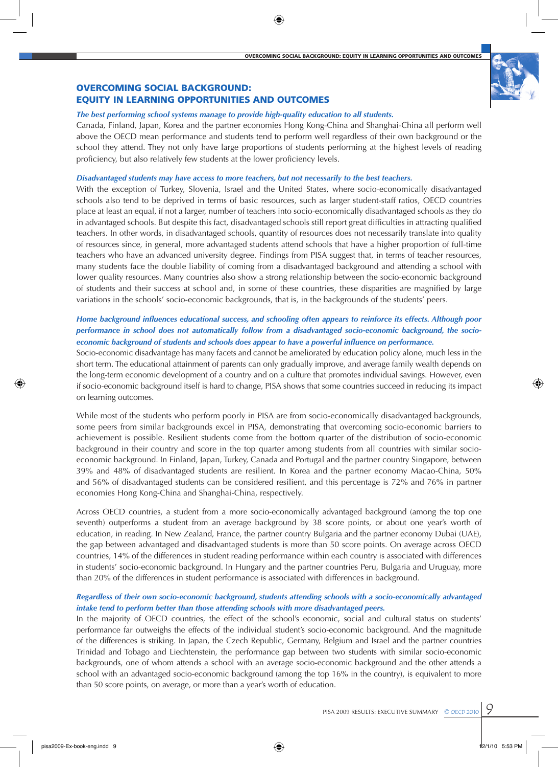## OVERCOMING SOCIAL BACKGROUND: EQUITY IN LEARNING OPPORTUNITIES AND OUTCOMES

***The best performing school systems manage to provide high-quality education to all students.***

Canada, Finland, Japan, Korea and the partner economies Hong Kong-China and Shanghai-China all perform well above the OECD mean performance and students tend to perform well regardless of their own background or the school they attend. They not only have large proportions of students performing at the highest levels of reading proficiency, but also relatively few students at the lower proficiency levels.

***Disadvantaged students may have access to more teachers, but not necessarily to the best teachers.***

With the exception of Turkey, Slovenia, Israel and the United States, where socio-economically disadvantaged schools also tend to be deprived in terms of basic resources, such as larger student-staff ratios, OECD countries place at least an equal, if not a larger, number of teachers into socio-economically disadvantaged schools as they do in advantaged schools. But despite this fact, disadvantaged schools still report great difficulties in attracting qualified teachers. In other words, in disadvantaged schools, quantity of resources does not necessarily translate into quality of resources since, in general, more advantaged students attend schools that have a higher proportion of full-time teachers who have an advanced university degree. Findings from PISA suggest that, in terms of teacher resources, many students face the double liability of coming from a disadvantaged background and attending a school with lower quality resources. Many countries also show a strong relationship between the socio-economic background of students and their success at school and, in some of these countries, these disparities are magnified by large variations in the schools' socio-economic backgrounds, that is, in the backgrounds of the students' peers.

***Home background influences educational success, and schooling often appears to reinforce its effects. Although poor performance in school does not automatically follow from a disadvantaged socio-economic background, the socio-economic background of students and schools does appear to have a powerful influence on performance.***

Socio-economic disadvantage has many facets and cannot be ameliorated by education policy alone, much less in the short term. The educational attainment of parents can only gradually improve, and average family wealth depends on the long-term economic development of a country and on a culture that promotes individual savings. However, even if socio-economic background itself is hard to change, PISA shows that some countries succeed in reducing its impact on learning outcomes.

While most of the students who perform poorly in PISA are from socio-economically disadvantaged backgrounds, some peers from similar backgrounds excel in PISA, demonstrating that overcoming socio-economic barriers to achievement is possible. Resilient students come from the bottom quarter of the distribution of socio-economic background in their country and score in the top quarter among students from all countries with similar socio-economic background. In Finland, Japan, Turkey, Canada and Portugal and the partner country Singapore, between 39% and 48% of disadvantaged students are resilient. In Korea and the partner economy Macao-China, 50% and 56% of disadvantaged students can be considered resilient, and this percentage is 72% and 76% in partner economies Hong Kong-China and Shanghai-China, respectively.

Across OECD countries, a student from a more socio-economically advantaged background (among the top one seventh) outperforms a student from an average background by 38 score points, or about one year's worth of education, in reading. In New Zealand, France, the partner country Bulgaria and the partner economy Dubai (UAE), the gap between advantaged and disadvantaged students is more than 50 score points. On average across OECD countries, 14% of the differences in student reading performance within each country is associated with differences in students' socio-economic background. In Hungary and the partner countries Peru, Bulgaria and Uruguay, more than 20% of the differences in student performance is associated with differences in background.

***Regardless of their own socio-economic background, students attending schools with a socio-economically advantaged intake tend to perform better than those attending schools with more disadvantaged peers.***

In the majority of OECD countries, the effect of the school's economic, social and cultural status on students' performance far outweighs the effects of the individual student's socio-economic background. And the magnitude of the differences is striking. In Japan, the Czech Republic, Germany, Belgium and Israel and the partner countries Trinidad and Tobago and Liechtenstein, the performance gap between two students with similar socio-economic backgrounds, one of whom attends a school with an average socio-economic background and the other attends a school with an advantaged socio-economic background (among the top 16% in the country), is equivalent to more than 50 score points, on average, or more than a year's worth of education.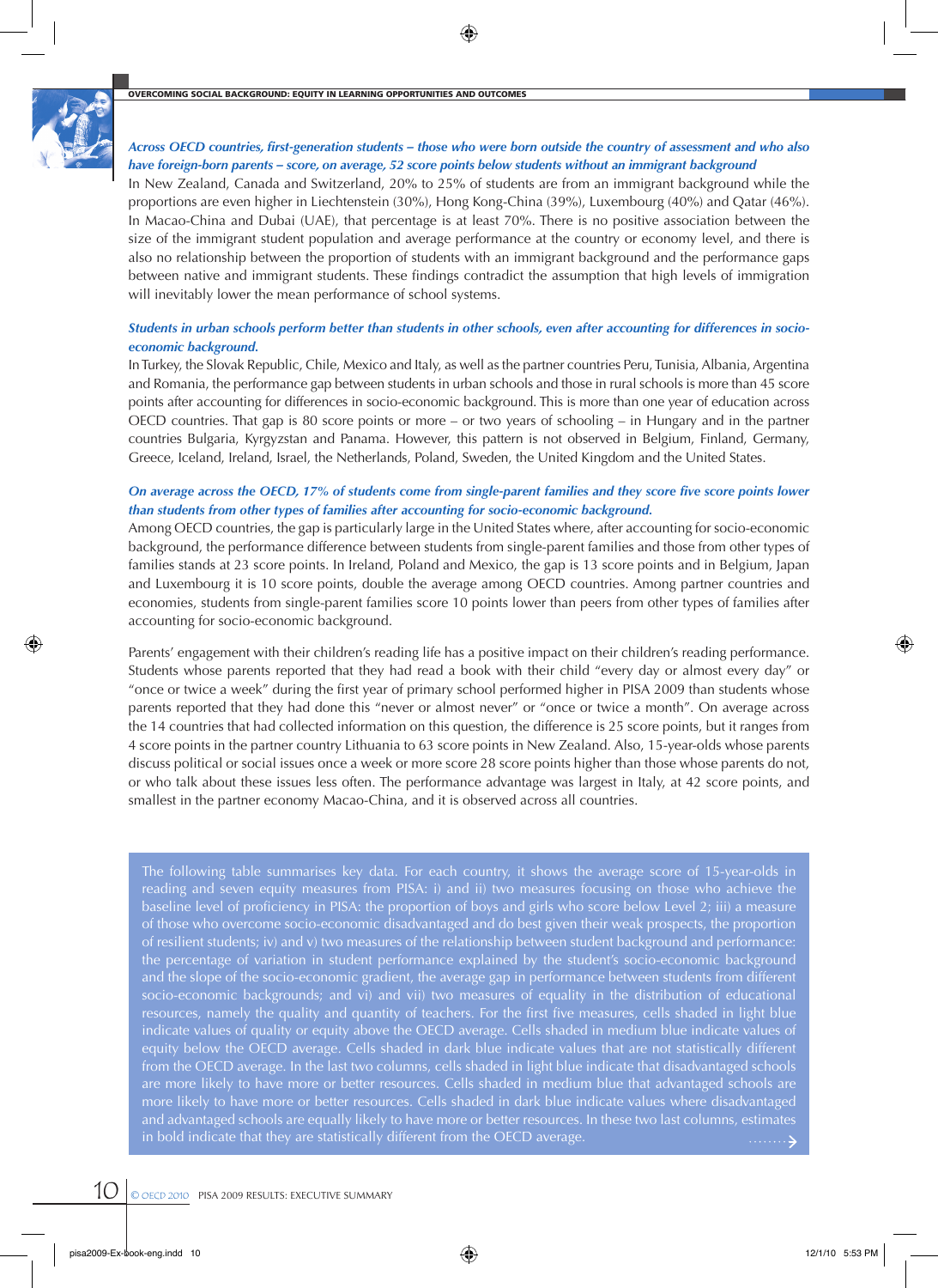***Across OECD countries, first-generation students – those who were born outside the country of assessment and who also have foreign-born parents – score, on average, 52 score points below students without an immigrant background***

In New Zealand, Canada and Switzerland, 20% to 25% of students are from an immigrant background while the proportions are even higher in Liechtenstein (30%), Hong Kong-China (39%), Luxembourg (40%) and Qatar (46%). In Macao-China and Dubai (UAE), that percentage is at least 70%. There is no positive association between the size of the immigrant student population and average performance at the country or economy level, and there is also no relationship between the proportion of students with an immigrant background and the performance gaps between native and immigrant students. These findings contradict the assumption that high levels of immigration will inevitably lower the mean performance of school systems.

***Students in urban schools perform better than students in other schools, even after accounting for differences in socio-economic background.***

In Turkey, the Slovak Republic, Chile, Mexico and Italy, as well as the partner countries Peru, Tunisia, Albania, Argentina and Romania, the performance gap between students in urban schools and those in rural schools is more than 45 score points after accounting for differences in socio-economic background. This is more than one year of education across OECD countries. That gap is 80 score points or more – or two years of schooling – in Hungary and in the partner countries Bulgaria, Kyrgyzstan and Panama. However, this pattern is not observed in Belgium, Finland, Germany, Greece, Iceland, Ireland, Israel, the Netherlands, Poland, Sweden, the United Kingdom and the United States.

***On average across the OECD, 17% of students come from single-parent families and they score five score points lower than students from other types of families after accounting for socio-economic background.***

Among OECD countries, the gap is particularly large in the United States where, after accounting for socio-economic background, the performance difference between students from single-parent families and those from other types of families stands at 23 score points. In Ireland, Poland and Mexico, the gap is 13 score points and in Belgium, Japan and Luxembourg it is 10 score points, double the average among OECD countries. Among partner countries and economies, students from single-parent families score 10 points lower than peers from other types of families after accounting for socio-economic background.

Parents' engagement with their children's reading life has a positive impact on their children's reading performance. Students whose parents reported that they had read a book with their child "every day or almost every day" or "once or twice a week" during the first year of primary school performed higher in PISA 2009 than students whose parents reported that they had done this "never or almost never" or "once or twice a month". On average across the 14 countries that had collected information on this question, the difference is 25 score points, but it ranges from 4 score points in the partner country Lithuania to 63 score points in New Zealand. Also, 15-year-olds whose parents discuss political or social issues once a week or more score 28 score points higher than those whose parents do not, or who talk about these issues less often. The performance advantage was largest in Italy, at 42 score points, and smallest in the partner economy Macao-China, and it is observed across all countries.

The following table summarises key data. For each country, it shows the average score of 15-year-olds in reading and seven equity measures from PISA: i) and ii) two measures focusing on those who achieve the baseline level of proficiency in PISA: the proportion of boys and girls who score below Level 2; iii) a measure of those who overcome socio-economic disadvantaged and do best given their weak prospects, the proportion of resilient students; iv) and v) two measures of the relationship between student background and performance: the percentage of variation in student performance explained by the student's socio-economic background and the slope of the socio-economic gradient, the average gap in performance between students from different socio-economic backgrounds; and vi) and vii) two measures of equality in the distribution of educational resources, namely the quality and quantity of teachers. For the first five measures, cells shaded in light blue indicate values of quality or equity above the OECD average. Cells shaded in medium blue indicate values of equity below the OECD average. Cells shaded in dark blue indicate values that are not statistically different from the OECD average. In the last two columns, cells shaded in light blue indicate that disadvantaged schools are more likely to have more or better resources. Cells shaded in medium blue that advantaged schools are more likely to have more or better resources. Cells shaded in dark blue indicate values where disadvantaged and advantaged schools are equally likely to have more or better resources. In these two last columns, estimates in bold indicate that they are statistically different from the OECD average.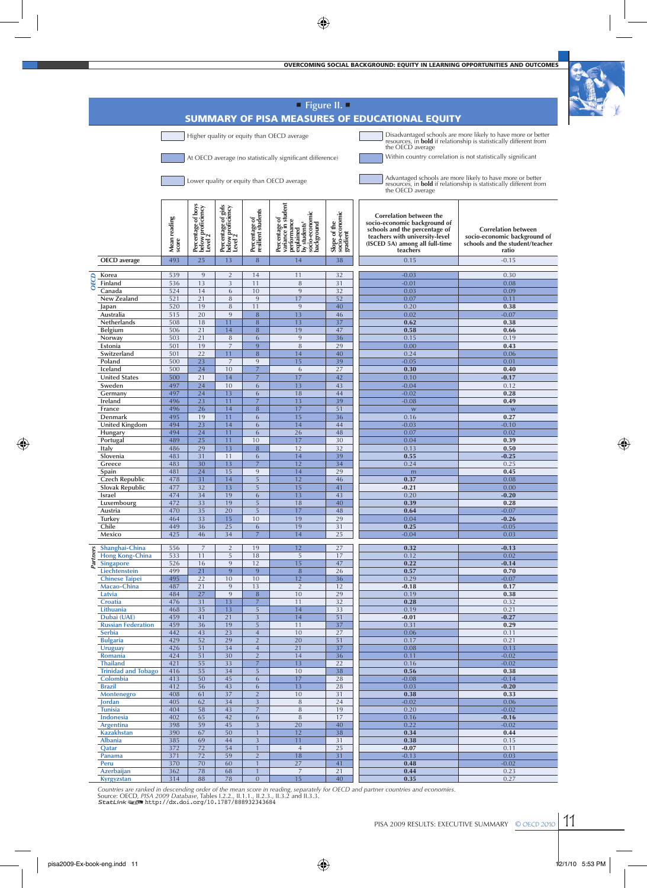## Figure II.

## SUMMARY OF PISA MEASURES OF EDUCATIONAL EQUITY

Legend:

- Higher quality or equity than OECD average
- At OECD average (no statistically significant difference)
- Lower quality or equity than OECD average
- Disadvantaged schools are more likely to have more or better resources, in **bold** if relationship is statistically different from the OECD average
- Within country correlation is not statistically significant
- Advantaged schools are more likely to have more or better resources, in **bold** if relationship is statistically different from the OECD average

| | | Mean reading score | Percentage of boys below proficiency Level 2 | Percentage of girls below proficiency Level 2 | Percentage of resilient students | Percentage of variance in student performance explained by students' socio-economic background | Slope of the socio-economic gradient | Correlation between the socio-economic background of schools and the percentage of teachers with university-level (ISCED 5A) among all full-time teachers | Correlation between socio-economic background of schools and the student/teacher ratio |
|---|---|---|---|---|---|---|---|---|---|
| | OECD average | 493 | 25 | 13 | 8 | 14 | 38 | 0.15 | -0.15 |
| OECD | Korea | 539 | 9 | 2 | 14 | 11 | 32 | -0.03 | 0.30 |
| | Finland | 536 | 13 | 3 | 11 | 8 | 31 | -0.01 | 0.08 |
| | Canada | 524 | 14 | 6 | 10 | 9 | 32 | 0.03 | 0.09 |
| | New Zealand | 521 | 21 | 8 | 9 | 17 | 52 | 0.07 | 0.11 |
| | Japan | 520 | 19 | 8 | 11 | 9 | 40 | 0.20 | **0.38** |
| | Australia | 515 | 20 | 9 | 8 | 13 | 46 | 0.02 | -0.07 |
| | Netherlands | 508 | 18 | 11 | 8 | 13 | 37 | **0.62** | **0.38** |
| | Belgium | 506 | 21 | 14 | 8 | 19 | 47 | **0.58** | **0.66** |
| | Norway | 503 | 21 | 8 | 6 | 9 | 36 | 0.15 | 0.19 |
| | Estonia | 501 | 19 | 7 | 9 | 8 | 29 | 0.00 | **0.43** |
| | Switzerland | 501 | 22 | 11 | 8 | 14 | 40 | 0.24 | 0.06 |
| | Poland | 500 | 23 | 7 | 9 | 15 | 39 | -0.05 | 0.01 |
| | Iceland | 500 | 24 | 10 | 7 | 6 | 27 | **0.30** | **0.40** |
| | United States | 500 | 21 | 14 | 7 | 17 | 42 | 0.10 | **-0.17** |
| | Sweden | 497 | 24 | 10 | 6 | 13 | 43 | -0.04 | 0.12 |
| | Germany | 497 | 24 | 13 | 6 | 18 | 44 | -0.02 | **0.28** |
| | Ireland | 496 | 23 | 11 | 7 | 13 | 39 | -0.08 | **0.49** |
| | France | 496 | 26 | 14 | 8 | 17 | 51 | w | w |
| | Denmark | 495 | 19 | 11 | 6 | 15 | 36 | 0.16 | **0.27** |
| | United Kingdom | 494 | 23 | 14 | 6 | 14 | 44 | -0.03 | -0.10 |
| | Hungary | 494 | 24 | 11 | 6 | 26 | 48 | 0.07 | 0.02 |
| | Portugal | 489 | 25 | 11 | 10 | 17 | 30 | 0.04 | **0.39** |
| | Italy | 486 | 29 | 13 | 8 | 12 | 32 | 0.13 | **0.50** |
| | Slovenia | 483 | 31 | 11 | 6 | 14 | 39 | **0.55** | **-0.25** |
| | Greece | 483 | 30 | 13 | 7 | 12 | 34 | 0.24 | 0.25 |
| | Spain | 481 | 24 | 15 | 9 | 14 | 29 | m | **0.45** |
| | Czech Republic | 478 | 31 | 14 | 5 | 12 | 46 | **0.37** | 0.08 |
| | Slovak Republic | 477 | 32 | 13 | 5 | 15 | 41 | **-0.21** | 0.00 |
| | Israel | 474 | 34 | 19 | 6 | 13 | 43 | 0.20 | **-0.20** |
| | Luxembourg | 472 | 33 | 19 | 5 | 18 | 40 | **0.39** | **0.28** |
| | Austria | 470 | 35 | 20 | 5 | 17 | 48 | **0.64** | -0.07 |
| | Turkey | 464 | 33 | 15 | 10 | 19 | 29 | 0.04 | **-0.26** |
| | Chile | 449 | 36 | 25 | 6 | 19 | 31 | **0.25** | -0.05 |
| | Mexico | 425 | 46 | 34 | 7 | 14 | 25 | -0.04 | 0.03 |
| Partners | Shanghai-China | 556 | 7 | 2 | 19 | 12 | 27 | **0.32** | **-0.13** |
| | Hong Kong-China | 533 | 11 | 5 | 18 | 5 | 17 | 0.12 | 0.02 |
| | Singapore | 526 | 16 | 9 | 12 | 15 | 47 | **0.22** | **-0.14** |
| | Liechtenstein | 499 | 21 | 9 | 9 | 8 | 26 | **0.57** | **0.70** |
| | Chinese Taipei | 495 | 22 | 10 | 10 | 12 | 36 | 0.29 | -0.07 |
| | Macao-China | 487 | 21 | 9 | 13 | 2 | 12 | **-0.18** | **0.17** |
| | Latvia | 484 | 27 | 9 | 8 | 10 | 29 | 0.19 | **0.38** |
| | Croatia | 476 | 31 | 13 | 7 | 11 | 32 | **0.28** | 0.32 |
| | Lithuania | 468 | 35 | 13 | 5 | 14 | 33 | 0.19 | 0.21 |
| | Dubai (UAE) | 459 | 41 | 21 | 3 | 14 | 51 | **-0.01** | **-0.27** |
| | Russian Federation | 459 | 36 | 19 | 5 | 11 | 37 | 0.31 | **0.29** |
| | Serbia | 442 | 43 | 23 | 4 | 10 | 27 | 0.06 | 0.11 |
| | Bulgaria | 429 | 52 | 29 | 2 | 20 | 51 | 0.17 | 0.21 |
| | Uruguay | 426 | 51 | 34 | 4 | 21 | 37 | 0.08 | 0.13 |
| | Romania | 424 | 51 | 30 | 2 | 14 | 36 | 0.11 | -0.02 |
| | Thailand | 421 | 55 | 33 | 7 | 13 | 22 | 0.16 | -0.02 |
| | Trinidad and Tobago | 416 | 55 | 34 | 5 | 10 | 38 | **0.56** | **0.38** |
| | Colombia | 413 | 50 | 45 | 6 | 17 | 28 | -0.08 | -0.14 |
| | Brazil | 412 | 56 | 43 | 6 | 13 | 28 | 0.03 | **-0.20** |
| | Montenegro | 408 | 61 | 37 | 2 | 10 | 31 | **0.38** | **0.33** |
| | Jordan | 405 | 62 | 34 | 3 | 8 | 24 | -0.02 | 0.06 |
| | Tunisia | 404 | 58 | 43 | 7 | 8 | 19 | 0.20 | -0.02 |
| | Indonesia | 402 | 65 | 42 | 6 | 8 | 17 | 0.16 | **-0.16** |
| | Argentina | 398 | 59 | 45 | 3 | 20 | 40 | 0.22 | -0.02 |
| | Kazakhstan | 390 | 67 | 50 | 1 | 12 | 38 | **0.34** | **0.44** |
| | Albania | 385 | 69 | 44 | 3 | 11 | 31 | **0.38** | 0.15 |
| | Qatar | 372 | 72 | 54 | 1 | 4 | 25 | **-0.07** | 0.11 |
| | Panama | 371 | 72 | 59 | 2 | 18 | 31 | -0.13 | 0.03 |
| | Peru | 370 | 70 | 60 | 1 | 27 | 41 | **0.48** | -0.02 |
| | Azerbaijan | 362 | 78 | 68 | 1 | 7 | 21 | **0.44** | 0.23 |
| | Kyrgyzstan | 314 | 88 | 78 | 0 | 15 | 40 | **0.35** | 0.27 |

*Countries are ranked in descending order of the mean score in reading, separately for OECD and partner countries and economies.*
Source: OECD, *PISA 2009 Database*, Tables I.2.2., II.1.1., II.2.3., II.3.2 and II.3.3.
*StatLink* http://dx.doi.org/10.1787/888932343684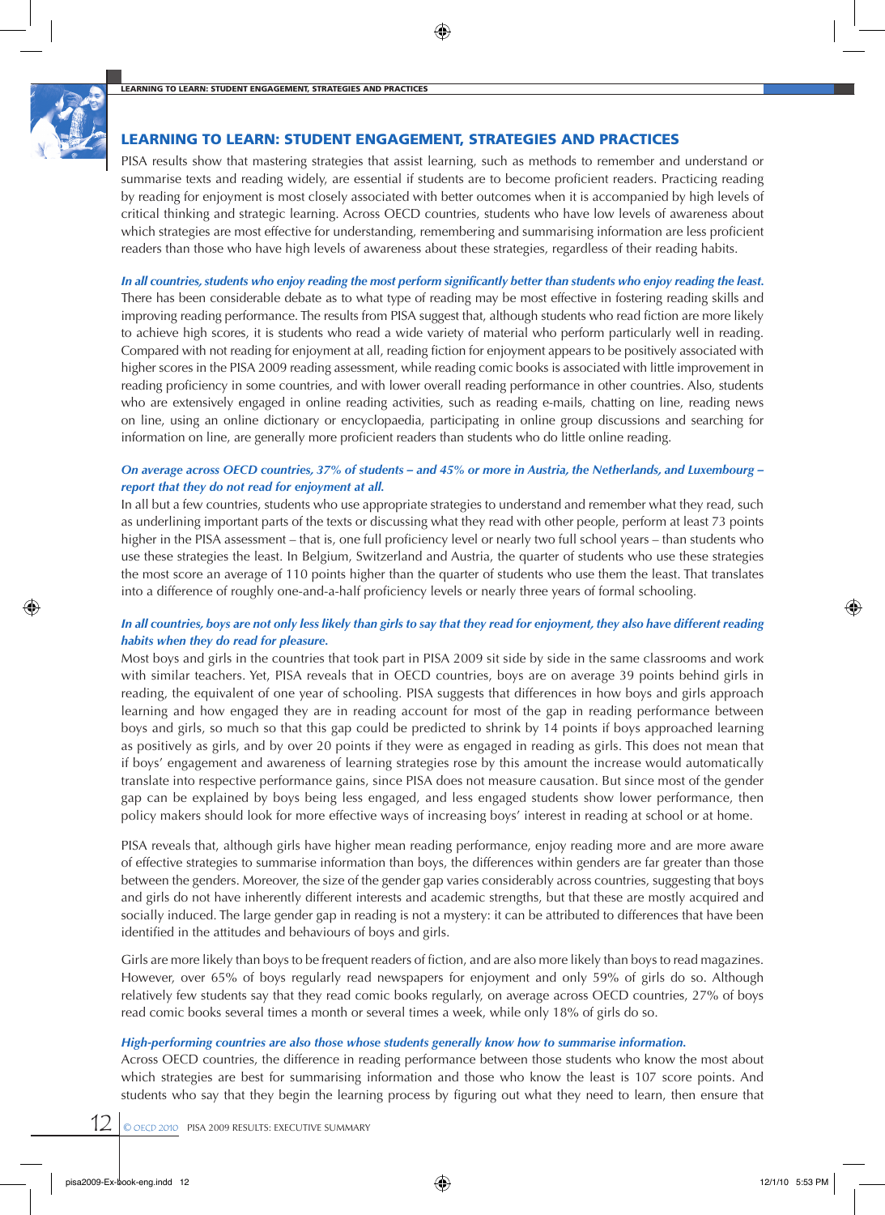## LEARNING TO LEARN: STUDENT ENGAGEMENT, STRATEGIES AND PRACTICES

PISA results show that mastering strategies that assist learning, such as methods to remember and understand or summarise texts and reading widely, are essential if students are to become proficient readers. Practicing reading by reading for enjoyment is most closely associated with better outcomes when it is accompanied by high levels of critical thinking and strategic learning. Across OECD countries, students who have low levels of awareness about which strategies are most effective for understanding, remembering and summarising information are less proficient readers than those who have high levels of awareness about these strategies, regardless of their reading habits.

***In all countries, students who enjoy reading the most perform significantly better than students who enjoy reading the least.***

There has been considerable debate as to what type of reading may be most effective in fostering reading skills and improving reading performance. The results from PISA suggest that, although students who read fiction are more likely to achieve high scores, it is students who read a wide variety of material who perform particularly well in reading. Compared with not reading for enjoyment at all, reading fiction for enjoyment appears to be positively associated with higher scores in the PISA 2009 reading assessment, while reading comic books is associated with little improvement in reading proficiency in some countries, and with lower overall reading performance in other countries. Also, students who are extensively engaged in online reading activities, such as reading e-mails, chatting on line, reading news on line, using an online dictionary or encyclopaedia, participating in online group discussions and searching for information on line, are generally more proficient readers than students who do little online reading.

***On average across OECD countries, 37% of students – and 45% or more in Austria, the Netherlands, and Luxembourg – report that they do not read for enjoyment at all.***

In all but a few countries, students who use appropriate strategies to understand and remember what they read, such as underlining important parts of the texts or discussing what they read with other people, perform at least 73 points higher in the PISA assessment – that is, one full proficiency level or nearly two full school years – than students who use these strategies the least. In Belgium, Switzerland and Austria, the quarter of students who use these strategies the most score an average of 110 points higher than the quarter of students who use them the least. That translates into a difference of roughly one-and-a-half proficiency levels or nearly three years of formal schooling.

***In all countries, boys are not only less likely than girls to say that they read for enjoyment, they also have different reading habits when they do read for pleasure.***

Most boys and girls in the countries that took part in PISA 2009 sit side by side in the same classrooms and work with similar teachers. Yet, PISA reveals that in OECD countries, boys are on average 39 points behind girls in reading, the equivalent of one year of schooling. PISA suggests that differences in how boys and girls approach learning and how engaged they are in reading account for most of the gap in reading performance between boys and girls, so much so that this gap could be predicted to shrink by 14 points if boys approached learning as positively as girls, and by over 20 points if they were as engaged in reading as girls. This does not mean that if boys' engagement and awareness of learning strategies rose by this amount the increase would automatically translate into respective performance gains, since PISA does not measure causation. But since most of the gender gap can be explained by boys being less engaged, and less engaged students show lower performance, then policy makers should look for more effective ways of increasing boys' interest in reading at school or at home.

PISA reveals that, although girls have higher mean reading performance, enjoy reading more and are more aware of effective strategies to summarise information than boys, the differences within genders are far greater than those between the genders. Moreover, the size of the gender gap varies considerably across countries, suggesting that boys and girls do not have inherently different interests and academic strengths, but that these are mostly acquired and socially induced. The large gender gap in reading is not a mystery: it can be attributed to differences that have been identified in the attitudes and behaviours of boys and girls.

Girls are more likely than boys to be frequent readers of fiction, and are also more likely than boys to read magazines. However, over 65% of boys regularly read newspapers for enjoyment and only 59% of girls do so. Although relatively few students say that they read comic books regularly, on average across OECD countries, 27% of boys read comic books several times a month or several times a week, while only 18% of girls do so.

***High-performing countries are also those whose students generally know how to summarise information.***

Across OECD countries, the difference in reading performance between those students who know the most about which strategies are best for summarising information and those who know the least is 107 score points. And students who say that they begin the learning process by figuring out what they need to learn, then ensure that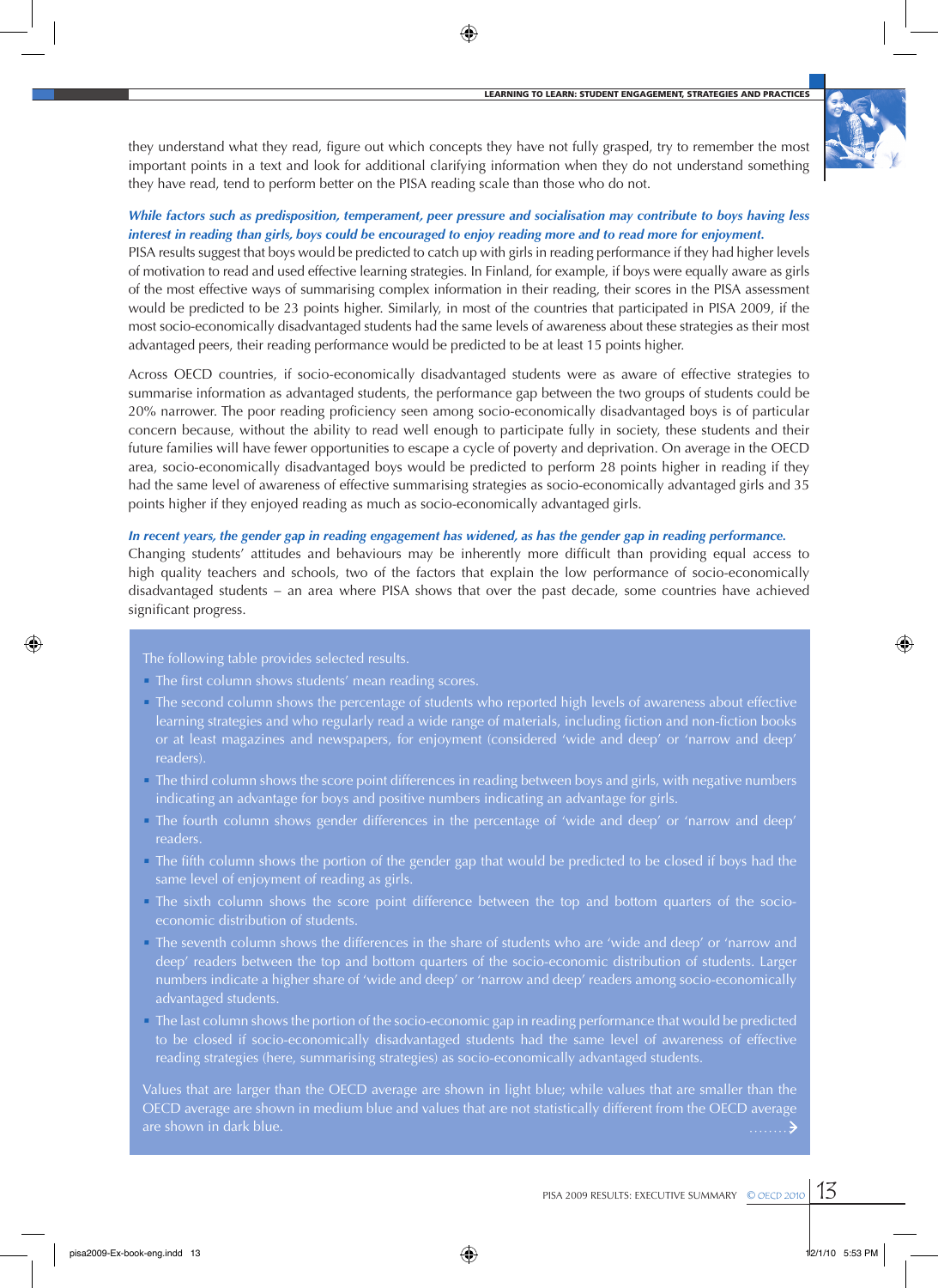they understand what they read, figure out which concepts they have not fully grasped, try to remember the most important points in a text and look for additional clarifying information when they do not understand something they have read, tend to perform better on the PISA reading scale than those who do not.

***While factors such as predisposition, temperament, peer pressure and socialisation may contribute to boys having less interest in reading than girls, boys could be encouraged to enjoy reading more and to read more for enjoyment.***

PISA results suggest that boys would be predicted to catch up with girls in reading performance if they had higher levels of motivation to read and used effective learning strategies. In Finland, for example, if boys were equally aware as girls of the most effective ways of summarising complex information in their reading, their scores in the PISA assessment would be predicted to be 23 points higher. Similarly, in most of the countries that participated in PISA 2009, if the most socio-economically disadvantaged students had the same levels of awareness about these strategies as their most advantaged peers, their reading performance would be predicted to be at least 15 points higher.

Across OECD countries, if socio-economically disadvantaged students were as aware of effective strategies to summarise information as advantaged students, the performance gap between the two groups of students could be 20% narrower. The poor reading proficiency seen among socio-economically disadvantaged boys is of particular concern because, without the ability to read well enough to participate fully in society, these students and their future families will have fewer opportunities to escape a cycle of poverty and deprivation. On average in the OECD area, socio-economically disadvantaged boys would be predicted to perform 28 points higher in reading if they had the same level of awareness of effective summarising strategies as socio-economically advantaged girls and 35 points higher if they enjoyed reading as much as socio-economically advantaged girls.

***In recent years, the gender gap in reading engagement has widened, as has the gender gap in reading performance.***

Changing students' attitudes and behaviours may be inherently more difficult than providing equal access to high quality teachers and schools, two of the factors that explain the low performance of socio-economically disadvantaged students – an area where PISA shows that over the past decade, some countries have achieved significant progress.

The following table provides selected results.

- The first column shows students' mean reading scores.
- The second column shows the percentage of students who reported high levels of awareness about effective learning strategies and who regularly read a wide range of materials, including fiction and non-fiction books or at least magazines and newspapers, for enjoyment (considered 'wide and deep' or 'narrow and deep' readers).
- The third column shows the score point differences in reading between boys and girls, with negative numbers indicating an advantage for boys and positive numbers indicating an advantage for girls.
- The fourth column shows gender differences in the percentage of 'wide and deep' or 'narrow and deep' readers.
- The fifth column shows the portion of the gender gap that would be predicted to be closed if boys had the same level of enjoyment of reading as girls.
- The sixth column shows the score point difference between the top and bottom quarters of the socio-economic distribution of students.
- The seventh column shows the differences in the share of students who are 'wide and deep' or 'narrow and deep' readers between the top and bottom quarters of the socio-economic distribution of students. Larger numbers indicate a higher share of 'wide and deep' or 'narrow and deep' readers among socio-economically advantaged students.
- The last column shows the portion of the socio-economic gap in reading performance that would be predicted to be closed if socio-economically disadvantaged students had the same level of awareness of effective reading strategies (here, summarising strategies) as socio-economically advantaged students.

Values that are larger than the OECD average are shown in light blue; while values that are smaller than the OECD average are shown in medium blue and values that are not statistically different from the OECD average are shown in dark blue.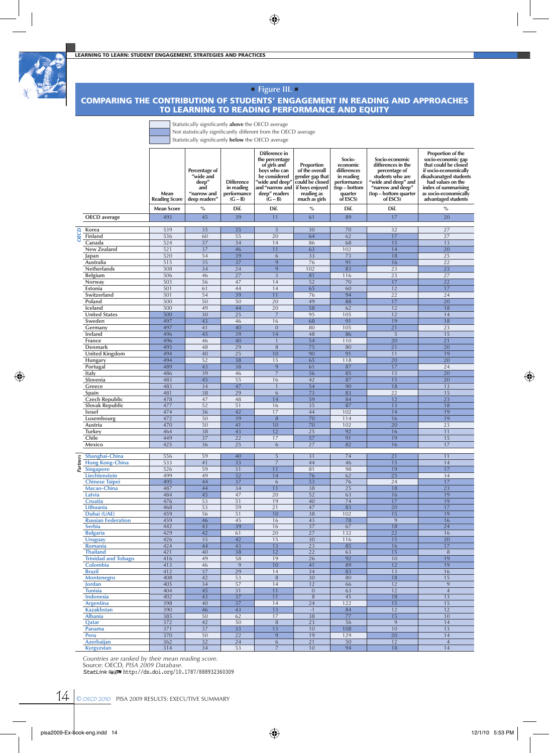## ■ Figure III. ■

## COMPARING THE CONTRIBUTION OF STUDENTS' ENGAGEMENT IN READING AND APPROACHES TO LEARNING TO READING PERFORMANCE AND EQUITY

- Statistically significantly **above** the OECD average
- Not statistically significantly different from the OECD average
- Statistically significantly **below** the OECD average

| | | Mean Reading Score | Percentage of "wide and deep" and "narrow and deep readers" | Difference in reading performance (G – B) | Difference in the percentage of girls and boys who can be considered "wide and deep" and "narrow and deep" readers (G – B) | Proportion of the overall gender gap that could be closed if boys enjoyed reading as much as girls | Socio-economic differences in reading performance (top – bottom quarter of ESCS) | Socio-economic differences in the percentage of students who are "wide and deep" and "narrow and deep" (top – bottom quarter of ESCS) | Proportion of the socio-economic gap that could be closed if socio-economically disadvantaged students had values on the index of summarising as socio-economically advantaged students |
|---|---|---|---|---|---|---|---|---|---|
| | | Mean Score | % | Dif. | Dif. | % | Dif. | Dif. | % |
| | OECD average | 493 | 45 | 39 | 11 | 61 | 89 | 17 | 20 |
| OECD | Korea | 539 | 35 | 35 | 5 | 30 | 70 | 32 | 27 |
| | Finland | 536 | 60 | 55 | 20 | 64 | 62 | 17 | 27 |
| | Canada | 524 | 37 | 34 | 14 | 86 | 68 | 15 | 13 |
| | New Zealand | 521 | 37 | 46 | 11 | 63 | 102 | 14 | 20 |
| | Japan | 520 | 54 | 39 | 6 | 33 | 73 | 18 | 25 |
| | Australia | 515 | 35 | 37 | 9 | 76 | 91 | 16 | 22 |
| | Netherlands | 508 | 34 | 24 | 9 | 102 | 83 | 23 | 23 |
| | Belgium | 506 | 46 | 27 | 3 | 81 | 116 | 23 | 27 |
| | Norway | 503 | 56 | 47 | 14 | 52 | 70 | 17 | 22 |
| | Estonia | 501 | 61 | 44 | 14 | 65 | 60 | 12 | 17 |
| | Switzerland | 501 | 54 | 39 | 11 | 76 | 94 | 22 | 24 |
| | Poland | 500 | 50 | 50 | 20 | 49 | 88 | 17 | 20 |
| | Iceland | 500 | 49 | 44 | 20 | 58 | 62 | 12 | 18 |
| | United States | 500 | 30 | 25 | 7 | 95 | 105 | 12 | 14 |
| | Sweden | 497 | 43 | 46 | 16 | 68 | 91 | 19 | 18 |
| | Germany | 497 | 41 | 40 | 0 | 80 | 105 | 21 | 23 |
| | Ireland | 496 | 45 | 39 | 14 | 48 | 86 | 5 | 15 |
| | France | 496 | 46 | 40 | 1 | 54 | 110 | 20 | 21 |
| | Denmark | 495 | 48 | 29 | 8 | 75 | 80 | 21 | 20 |
| | United Kingdom | 494 | 40 | 25 | 10 | 90 | 91 | 11 | 19 |
| | Hungary | 494 | 52 | 38 | 15 | 65 | 118 | 20 | 20 |
| | Portugal | 489 | 43 | 38 | 9 | 61 | 87 | 17 | 24 |
| | Italy | 486 | 39 | 46 | 7 | 56 | 85 | 15 | 20 |
| | Slovenia | 483 | 45 | 55 | 16 | 42 | 87 | 15 | 20 |
| | Greece | 483 | 34 | 47 | 1 | 54 | 90 | 18 | 13 |
| | Spain | 481 | 38 | 29 | 6 | 73 | 83 | 22 | 15 |
| | Czech Republic | 478 | 47 | 48 | 14 | 59 | 84 | 12 | 23 |
| | Slovak Republic | 477 | 52 | 51 | 16 | 35 | 87 | 13 | 18 |
| | Israel | 474 | 36 | 42 | 17 | 44 | 102 | 14 | 19 |
| | Luxembourg | 472 | 50 | 39 | 8 | 70 | 114 | 16 | 19 |
| | Austria | 470 | 50 | 41 | 10 | 70 | 102 | 20 | 23 |
| | Turkey | 464 | 38 | 43 | 12 | 25 | 92 | 16 | 11 |
| | Chile | 449 | 37 | 22 | 17 | 57 | 91 | 19 | 15 |
| | Mexico | 425 | 36 | 25 | 6 | 27 | 82 | 16 | 17 |
| Partners | Shanghai-China | 556 | 59 | 40 | 5 | 31 | 74 | 21 | 11 |
| | Hong Kong-China | 533 | 41 | 33 | 7 | 44 | 46 | 15 | 14 |
| | Singapore | 526 | 59 | 31 | 11 | 81 | 98 | 19 | 17 |
| | Liechtenstein | 499 | 49 | 32 | 14 | 76 | 62 | 25 | 34 |
| | Chinese Taipei | 495 | 44 | 37 | 6 | 53 | 76 | 24 | 17 |
| | Macao-China | 487 | 44 | 34 | 11 | 38 | 25 | 18 | 23 |
| | Latvia | 484 | 45 | 47 | 20 | 52 | 63 | 16 | 19 |
| | Croatia | 476 | 53 | 51 | 19 | 40 | 74 | 17 | 19 |
| | Lithuania | 468 | 53 | 59 | 21 | 47 | 83 | 20 | 17 |
| | Dubai (UAE) | 459 | 56 | 51 | 10 | 38 | 102 | 15 | 19 |
| | Russian Federation | 459 | 46 | 45 | 16 | 43 | 78 | 9 | 16 |
| | Serbia | 442 | 43 | 39 | 16 | 37 | 67 | 18 | 24 |
| | Bulgaria | 429 | 42 | 61 | 20 | 27 | 132 | 22 | 16 |
| | Uruguay | 426 | 35 | 42 | 15 | 30 | 116 | 15 | 20 |
| | Romania | 424 | 44 | 43 | 13 | 23 | 85 | 16 | 17 |
| | Thailand | 421 | 40 | 38 | 12 | 22 | 63 | 15 | 8 |
| | Trinidad and Tobago | 416 | 49 | 58 | 19 | 26 | 92 | 10 | 19 |
| | Colombia | 413 | 46 | 9 | 10 | 41 | 89 | 12 | 19 |
| | Brazil | 412 | 37 | 29 | 14 | 34 | 83 | 13 | 16 |
| | Montenegro | 408 | 42 | 53 | 8 | 30 | 80 | 18 | 15 |
| | Jordan | 405 | 34 | 57 | 14 | 12 | 66 | 12 | 9 |
| | Tunisia | 404 | 45 | 31 | 11 | 0 | 63 | 12 | 4 |
| | Indonesia | 402 | 43 | 37 | 11 | 8 | 45 | 18 | 13 |
| | Argentina | 398 | 40 | 37 | 14 | 24 | 122 | 15 | 15 |
| | Kazakhstan | 390 | 46 | 43 | 13 | -1 | 84 | 12 | 12 |
| | Albania | 385 | 50 | 62 | 17 | 38 | 77 | 15 | 10 |
| | Qatar | 372 | 42 | 50 | 8 | 23 | 56 | 9 | 14 |
| | Panama | 371 | 37 | 33 | 13 | 10 | 108 | 10 | 13 |
| | Peru | 370 | 50 | 22 | 9 | 19 | 129 | 20 | 14 |
| | Azerbaijan | 362 | 32 | 24 | 6 | 21 | 50 | 12 | 4 |
| | Kyrgyzstan | 314 | 34 | 53 | 7 | 10 | 94 | 18 | 14 |

*Countries are ranked by their mean reading score.*
Source: OECD, *PISA 2009 Database.*
*StatLink* http://dx.doi.org/10.1787/888932360309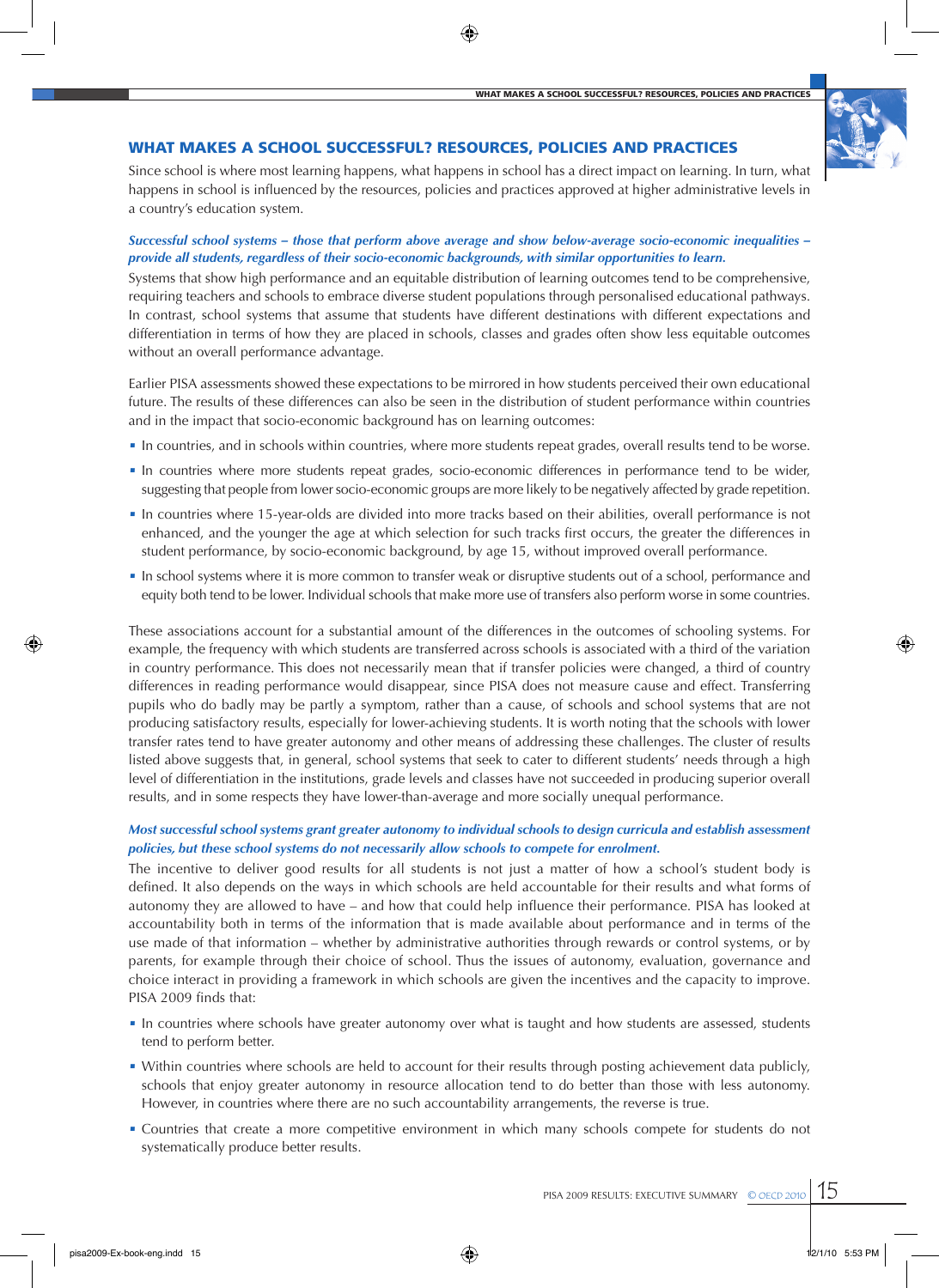## WHAT MAKES A SCHOOL SUCCESSFUL? RESOURCES, POLICIES AND PRACTICES

Since school is where most learning happens, what happens in school has a direct impact on learning. In turn, what happens in school is influenced by the resources, policies and practices approved at higher administrative levels in a country's education system.

***Successful school systems – those that perform above average and show below-average socio-economic inequalities – provide all students, regardless of their socio-economic backgrounds, with similar opportunities to learn.***

Systems that show high performance and an equitable distribution of learning outcomes tend to be comprehensive, requiring teachers and schools to embrace diverse student populations through personalised educational pathways. In contrast, school systems that assume that students have different destinations with different expectations and differentiation in terms of how they are placed in schools, classes and grades often show less equitable outcomes without an overall performance advantage.

Earlier PISA assessments showed these expectations to be mirrored in how students perceived their own educational future. The results of these differences can also be seen in the distribution of student performance within countries and in the impact that socio-economic background has on learning outcomes:

- In countries, and in schools within countries, where more students repeat grades, overall results tend to be worse.
- In countries where more students repeat grades, socio-economic differences in performance tend to be wider, suggesting that people from lower socio-economic groups are more likely to be negatively affected by grade repetition.
- In countries where 15-year-olds are divided into more tracks based on their abilities, overall performance is not enhanced, and the younger the age at which selection for such tracks first occurs, the greater the differences in student performance, by socio-economic background, by age 15, without improved overall performance.
- In school systems where it is more common to transfer weak or disruptive students out of a school, performance and equity both tend to be lower. Individual schools that make more use of transfers also perform worse in some countries.

These associations account for a substantial amount of the differences in the outcomes of schooling systems. For example, the frequency with which students are transferred across schools is associated with a third of the variation in country performance. This does not necessarily mean that if transfer policies were changed, a third of country differences in reading performance would disappear, since PISA does not measure cause and effect. Transferring pupils who do badly may be partly a symptom, rather than a cause, of schools and school systems that are not producing satisfactory results, especially for lower-achieving students. It is worth noting that the schools with lower transfer rates tend to have greater autonomy and other means of addressing these challenges. The cluster of results listed above suggests that, in general, school systems that seek to cater to different students' needs through a high level of differentiation in the institutions, grade levels and classes have not succeeded in producing superior overall results, and in some respects they have lower-than-average and more socially unequal performance.

***Most successful school systems grant greater autonomy to individual schools to design curricula and establish assessment policies, but these school systems do not necessarily allow schools to compete for enrolment.***

The incentive to deliver good results for all students is not just a matter of how a school's student body is defined. It also depends on the ways in which schools are held accountable for their results and what forms of autonomy they are allowed to have – and how that could help influence their performance. PISA has looked at accountability both in terms of the information that is made available about performance and in terms of the use made of that information – whether by administrative authorities through rewards or control systems, or by parents, for example through their choice of school. Thus the issues of autonomy, evaluation, governance and choice interact in providing a framework in which schools are given the incentives and the capacity to improve. PISA 2009 finds that:

- In countries where schools have greater autonomy over what is taught and how students are assessed, students tend to perform better.
- Within countries where schools are held to account for their results through posting achievement data publicly, schools that enjoy greater autonomy in resource allocation tend to do better than those with less autonomy. However, in countries where there are no such accountability arrangements, the reverse is true.
- Countries that create a more competitive environment in which many schools compete for students do not systematically produce better results.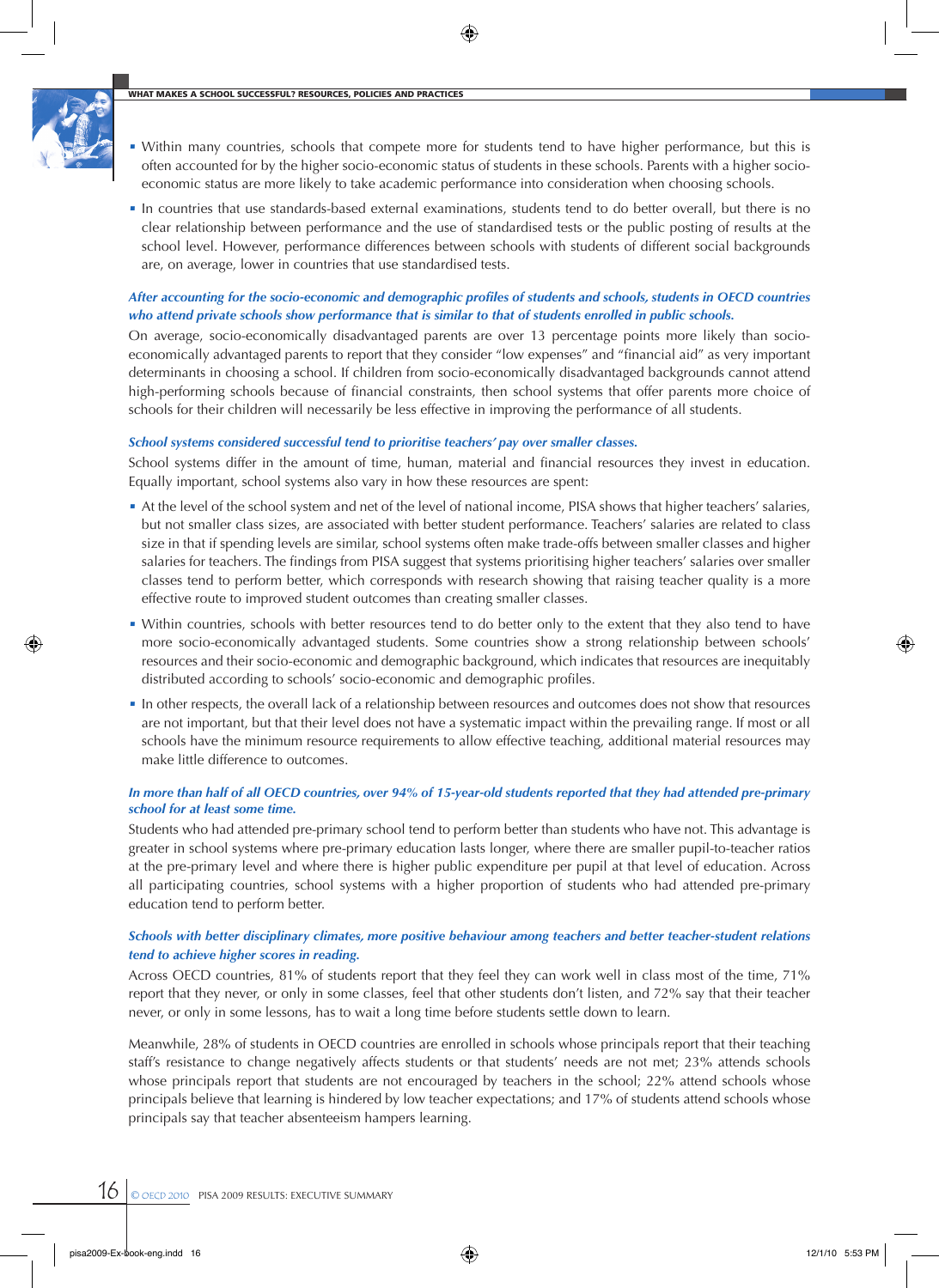- Within many countries, schools that compete more for students tend to have higher performance, but this is often accounted for by the higher socio-economic status of students in these schools. Parents with a higher socio-economic status are more likely to take academic performance into consideration when choosing schools.
- In countries that use standards-based external examinations, students tend to do better overall, but there is no clear relationship between performance and the use of standardised tests or the public posting of results at the school level. However, performance differences between schools with students of different social backgrounds are, on average, lower in countries that use standardised tests.

***After accounting for the socio-economic and demographic profiles of students and schools, students in OECD countries who attend private schools show performance that is similar to that of students enrolled in public schools.***

On average, socio-economically disadvantaged parents are over 13 percentage points more likely than socio-economically advantaged parents to report that they consider "low expenses" and "financial aid" as very important determinants in choosing a school. If children from socio-economically disadvantaged backgrounds cannot attend high-performing schools because of financial constraints, then school systems that offer parents more choice of schools for their children will necessarily be less effective in improving the performance of all students.

***School systems considered successful tend to prioritise teachers' pay over smaller classes.***

School systems differ in the amount of time, human, material and financial resources they invest in education. Equally important, school systems also vary in how these resources are spent:

- At the level of the school system and net of the level of national income, PISA shows that higher teachers' salaries, but not smaller class sizes, are associated with better student performance. Teachers' salaries are related to class size in that if spending levels are similar, school systems often make trade-offs between smaller classes and higher salaries for teachers. The findings from PISA suggest that systems prioritising higher teachers' salaries over smaller classes tend to perform better, which corresponds with research showing that raising teacher quality is a more effective route to improved student outcomes than creating smaller classes.
- Within countries, schools with better resources tend to do better only to the extent that they also tend to have more socio-economically advantaged students. Some countries show a strong relationship between schools' resources and their socio-economic and demographic background, which indicates that resources are inequitably distributed according to schools' socio-economic and demographic profiles.
- In other respects, the overall lack of a relationship between resources and outcomes does not show that resources are not important, but that their level does not have a systematic impact within the prevailing range. If most or all schools have the minimum resource requirements to allow effective teaching, additional material resources may make little difference to outcomes.

***In more than half of all OECD countries, over 94% of 15-year-old students reported that they had attended pre-primary school for at least some time.***

Students who had attended pre-primary school tend to perform better than students who have not. This advantage is greater in school systems where pre-primary education lasts longer, where there are smaller pupil-to-teacher ratios at the pre-primary level and where there is higher public expenditure per pupil at that level of education. Across all participating countries, school systems with a higher proportion of students who had attended pre-primary education tend to perform better.

***Schools with better disciplinary climates, more positive behaviour among teachers and better teacher-student relations tend to achieve higher scores in reading.***

Across OECD countries, 81% of students report that they feel they can work well in class most of the time, 71% report that they never, or only in some classes, feel that other students don't listen, and 72% say that their teacher never, or only in some lessons, has to wait a long time before students settle down to learn.

Meanwhile, 28% of students in OECD countries are enrolled in schools whose principals report that their teaching staff's resistance to change negatively affects students or that students' needs are not met; 23% attends schools whose principals report that students are not encouraged by teachers in the school; 22% attend schools whose principals believe that learning is hindered by low teacher expectations; and 17% of students attend schools whose principals say that teacher absenteeism hampers learning.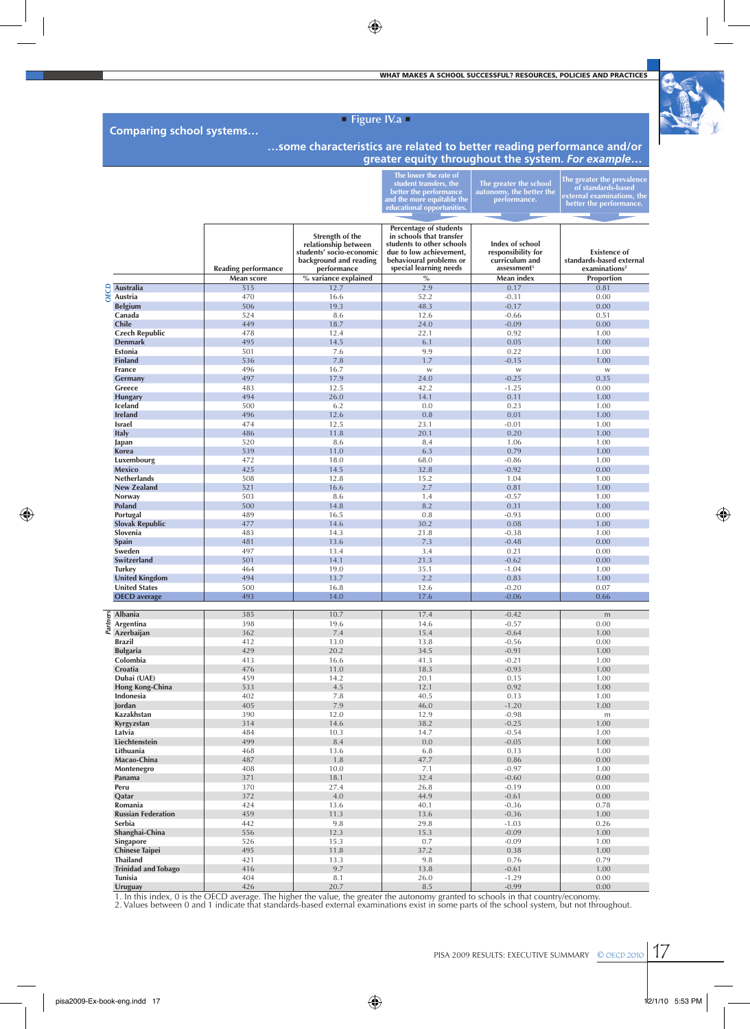■ Figure IV.a ■

## Comparing school systems…

…some characteristics are related to better reading performance and/or greater equity throughout the system. *For example…*

| | | | The lower the rate of student transfers, the better the performance and the more equitable the educational opportunities. | The greater the school autonomy, the better the performance. | The greater the prevalence of standards-based external examinations, the better the performance. |
|---|---|---|---|---|---|
| | Reading performance | Strength of the relationship between students' socio-economic background and reading performance | Percentage of students in schools that transfer students to other schools due to low achievement, behavioural problems or special learning needs | Index of school responsibility for curriculum and assessment[1] | Existence of standards-based external examinations[2] |
| | Mean score | % variance explained | % | Mean index | Proportion |
| **OECD** | | | | | |
| Australia | 515 | 12.7 | 2.9 | 0.17 | 0.81 |
| Austria | 470 | 16.6 | 52.2 | -0.31 | 0.00 |
| Belgium | 506 | 19.3 | 48.3 | -0.17 | 0.00 |
| Canada | 524 | 8.6 | 12.6 | -0.66 | 0.51 |
| Chile | 449 | 18.7 | 24.0 | -0.09 | 0.00 |
| Czech Republic | 478 | 12.4 | 22.1 | 0.92 | 1.00 |
| Denmark | 495 | 14.5 | 6.1 | 0.05 | 1.00 |
| Estonia | 501 | 7.6 | 9.9 | 0.22 | 1.00 |
| Finland | 536 | 7.8 | 1.7 | -0.15 | 1.00 |
| France | 496 | 16.7 | w | w | w |
| Germany | 497 | 17.9 | 24.0 | -0.25 | 0.35 |
| Greece | 483 | 12.5 | 42.2 | -1.25 | 0.00 |
| Hungary | 494 | 26.0 | 14.1 | 0.11 | 1.00 |
| Iceland | 500 | 6.2 | 0.0 | 0.23 | 1.00 |
| Ireland | 496 | 12.6 | 0.8 | 0.01 | 1.00 |
| Israel | 474 | 12.5 | 23.1 | -0.01 | 1.00 |
| Italy | 486 | 11.8 | 20.1 | 0.20 | 1.00 |
| Japan | 520 | 8.6 | 8.4 | 1.06 | 1.00 |
| Korea | 539 | 11.0 | 6.3 | 0.79 | 1.00 |
| Luxembourg | 472 | 18.0 | 68.0 | -0.86 | 1.00 |
| Mexico | 425 | 14.5 | 32.8 | -0.92 | 0.00 |
| Netherlands | 508 | 12.8 | 15.2 | 1.04 | 1.00 |
| New Zealand | 521 | 16.6 | 2.7 | 0.81 | 1.00 |
| Norway | 503 | 8.6 | 1.4 | -0.57 | 1.00 |
| Poland | 500 | 14.8 | 8.2 | 0.31 | 1.00 |
| Portugal | 489 | 16.5 | 0.8 | -0.93 | 0.00 |
| Slovak Republic | 477 | 14.6 | 30.2 | 0.08 | 1.00 |
| Slovenia | 483 | 14.3 | 21.8 | -0.38 | 1.00 |
| Spain | 481 | 13.6 | 7.3 | -0.48 | 0.00 |
| Sweden | 497 | 13.4 | 3.4 | 0.21 | 0.00 |
| Switzerland | 501 | 14.1 | 21.3 | -0.62 | 0.00 |
| Turkey | 464 | 19.0 | 35.1 | -1.04 | 1.00 |
| United Kingdom | 494 | 13.7 | 2.2 | 0.83 | 1.00 |
| United States | 500 | 16.8 | 12.6 | -0.20 | 0.07 |
| OECD average | 493 | 14.0 | 17.6 | -0.06 | 0.66 |
| **Partners** | | | | | |
| Albania | 385 | 10.7 | 17.4 | -0.42 | m |
| Argentina | 398 | 19.6 | 14.6 | -0.57 | 0.00 |
| Azerbaijan | 362 | 7.4 | 15.4 | -0.64 | 1.00 |
| Brazil | 412 | 13.0 | 13.8 | -0.56 | 0.00 |
| Bulgaria | 429 | 20.2 | 34.5 | -0.91 | 1.00 |
| Colombia | 413 | 16.6 | 41.3 | -0.21 | 1.00 |
| Croatia | 476 | 11.0 | 18.3 | -0.93 | 1.00 |
| Dubai (UAE) | 459 | 14.2 | 20.1 | 0.15 | 1.00 |
| Hong Kong-China | 533 | 4.5 | 12.1 | 0.92 | 1.00 |
| Indonesia | 402 | 7.8 | 40.5 | 0.13 | 1.00 |
| Jordan | 405 | 7.9 | 46.0 | -1.20 | 1.00 |
| Kazakhstan | 390 | 12.0 | 12.9 | -0.98 | m |
| Kyrgyzstan | 314 | 14.6 | 38.2 | -0.25 | 1.00 |
| Latvia | 484 | 10.3 | 14.7 | -0.54 | 1.00 |
| Liechtenstein | 499 | 8.4 | 0.0 | -0.05 | 1.00 |
| Lithuania | 468 | 13.6 | 6.8 | 0.13 | 1.00 |
| Macao-China | 487 | 1.8 | 47.7 | 0.86 | 0.00 |
| Montenegro | 408 | 10.0 | 7.1 | -0.97 | 1.00 |
| Panama | 371 | 18.1 | 32.4 | -0.60 | 0.00 |
| Peru | 370 | 27.4 | 26.8 | -0.19 | 0.00 |
| Qatar | 372 | 4.0 | 44.9 | -0.61 | 0.00 |
| Romania | 424 | 13.6 | 40.1 | -0.36 | 0.78 |
| Russian Federation | 459 | 11.3 | 13.6 | -0.36 | 1.00 |
| Serbia | 442 | 9.8 | 29.8 | -1.03 | 0.26 |
| Shanghai-China | 556 | 12.3 | 15.3 | -0.09 | 1.00 |
| Singapore | 526 | 15.3 | 0.7 | -0.09 | 1.00 |
| Chinese Taipei | 495 | 11.8 | 37.2 | 0.38 | 1.00 |
| Thailand | 421 | 13.3 | 9.8 | 0.76 | 0.79 |
| Trinidad and Tobago | 416 | 9.7 | 13.8 | -0.61 | 1.00 |
| Tunisia | 404 | 8.1 | 26.0 | -1.29 | 0.00 |
| Uruguay | 426 | 20.7 | 8.5 | -0.99 | 0.00 |

1. In this index, 0 is the OECD average. The higher the value, the greater the autonomy granted to schools in that country/economy.
2. Values between 0 and 1 indicate that standards-based external examinations exist in some parts of the school system, but not throughout.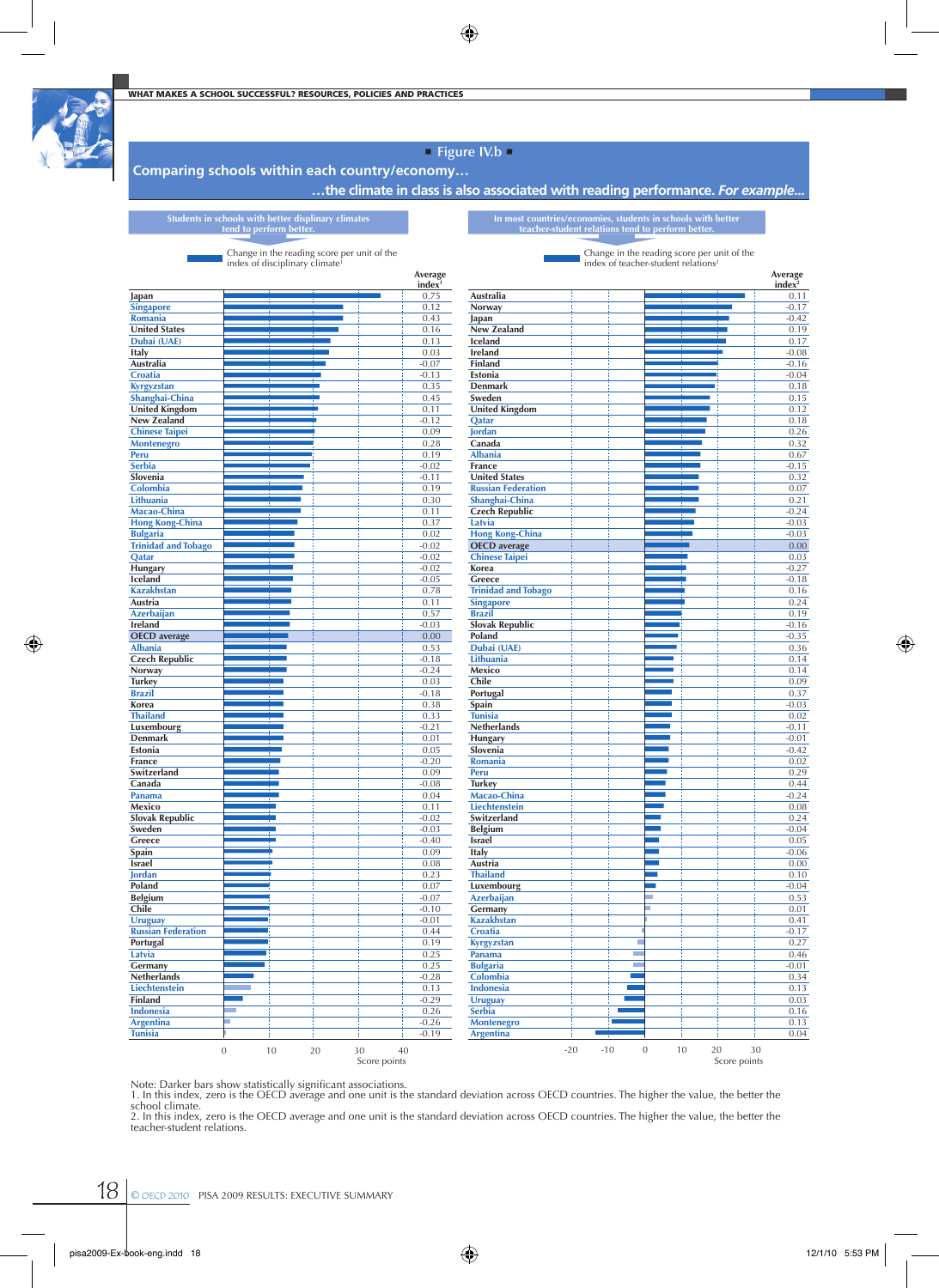## ■ Figure IV.b ■

**Comparing schools within each country/economy…**

**…the climate in class is also associated with reading performance. *For example…***

**Students in schools with better displinary climates tend to perform better.**

Change in the reading score per unit of the index of disciplinary climate[1]

| Country/economy | Average index[1] |
|---|---|
| Japan | 0.75 |
| Singapore | 0.12 |
| Romania | 0.43 |
| United States | 0.16 |
| Dubai (UAE) | 0.13 |
| Italy | 0.03 |
| Australia | -0.07 |
| Croatia | -0.13 |
| Kyrgyzstan | 0.35 |
| Shanghai-China | 0.45 |
| United Kingdom | 0.11 |
| New Zealand | -0.12 |
| Chinese Taipei | 0.09 |
| Montenegro | 0.28 |
| Peru | 0.19 |
| Serbia | -0.02 |
| Slovenia | -0.11 |
| Colombia | 0.19 |
| Lithuania | 0.30 |
| Macao-China | 0.11 |
| Hong Kong-China | 0.37 |
| Bulgaria | 0.02 |
| Trinidad and Tobago | -0.02 |
| Qatar | -0.02 |
| Hungary | -0.02 |
| Iceland | -0.05 |
| Kazakhstan | 0.78 |
| Austria | 0.11 |
| Azerbaijan | 0.57 |
| Ireland | -0.03 |
| OECD average | 0.00 |
| Albania | 0.53 |
| Czech Republic | -0.18 |
| Norway | -0.24 |
| Turkey | 0.03 |
| Brazil | -0.18 |
| Korea | 0.38 |
| Thailand | 0.33 |
| Luxembourg | -0.21 |
| Denmark | 0.01 |
| Estonia | 0.05 |
| France | -0.20 |
| Switzerland | 0.09 |
| Canada | -0.08 |
| Panama | 0.04 |
| Mexico | 0.11 |
| Slovak Republic | -0.02 |
| Sweden | -0.03 |
| Greece | -0.40 |
| Spain | 0.09 |
| Israel | 0.08 |
| Jordan | 0.23 |
| Poland | 0.07 |
| Belgium | -0.07 |
| Chile | -0.10 |
| Uruguay | -0.01 |
| Russian Federation | 0.44 |
| Portugal | 0.19 |
| Latvia | 0.25 |
| Germany | 0.25 |
| Netherlands | -0.28 |
| Liechtenstein | 0.13 |
| Finland | -0.29 |
| Indonesia | 0.26 |
| Argentina | -0.26 |
| Tunisia | -0.19 |

Score points (axis: 0, 10, 20, 30, 40)

**In most countries/economies, students in schools with better teacher-student relations tend to perform better.**

Change in the reading score per unit of the index of teacher-student relations[2]

| Country/economy | Average index[2] |
|---|---|
| Australia | 0.11 |
| Norway | -0.17 |
| Japan | -0.42 |
| New Zealand | 0.19 |
| Iceland | 0.17 |
| Ireland | -0.08 |
| Finland | -0.16 |
| Estonia | -0.04 |
| Denmark | 0.18 |
| Sweden | 0.15 |
| United Kingdom | 0.12 |
| Qatar | 0.18 |
| Jordan | 0.26 |
| Canada | 0.32 |
| Albania | 0.67 |
| France | -0.15 |
| United States | 0.32 |
| Russian Federation | 0.07 |
| Shanghai-China | 0.21 |
| Czech Republic | -0.24 |
| Latvia | -0.03 |
| Hong Kong-China | -0.03 |
| OECD average | 0.00 |
| Chinese Taipei | 0.03 |
| Korea | -0.27 |
| Greece | -0.18 |
| Trinidad and Tobago | 0.16 |
| Singapore | 0.24 |
| Brazil | 0.19 |
| Slovak Republic | -0.16 |
| Poland | -0.35 |
| Dubai (UAE) | 0.36 |
| Lithuania | 0.14 |
| Mexico | 0.14 |
| Chile | 0.09 |
| Portugal | 0.37 |
| Spain | -0.03 |
| Tunisia | 0.02 |
| Netherlands | -0.11 |
| Hungary | -0.01 |
| Slovenia | -0.42 |
| Romania | 0.02 |
| Peru | 0.29 |
| Turkey | 0.44 |
| Macao-China | -0.24 |
| Liechtenstein | 0.08 |
| Switzerland | 0.24 |
| Belgium | -0.04 |
| Israel | 0.05 |
| Italy | -0.06 |
| Austria | 0.00 |
| Thailand | 0.10 |
| Luxembourg | -0.04 |
| Azerbaijan | 0.53 |
| Germany | 0.01 |
| Kazakhstan | 0.41 |
| Croatia | -0.17 |
| Kyrgyzstan | 0.27 |
| Panama | 0.46 |
| Bulgaria | -0.01 |
| Colombia | 0.34 |
| Indonesia | 0.13 |
| Uruguay | 0.03 |
| Serbia | 0.16 |
| Montenegro | 0.13 |
| Argentina | 0.04 |

Score points (axis: -20, -10, 0, 10, 20, 30)

Note: Darker bars show statistically significant associations.

1. In this index, zero is the OECD average and one unit is the standard deviation across OECD countries. The higher the value, the better the school climate.

2. In this index, zero is the OECD average and one unit is the standard deviation across OECD countries. The higher the value, the better the teacher-student relations.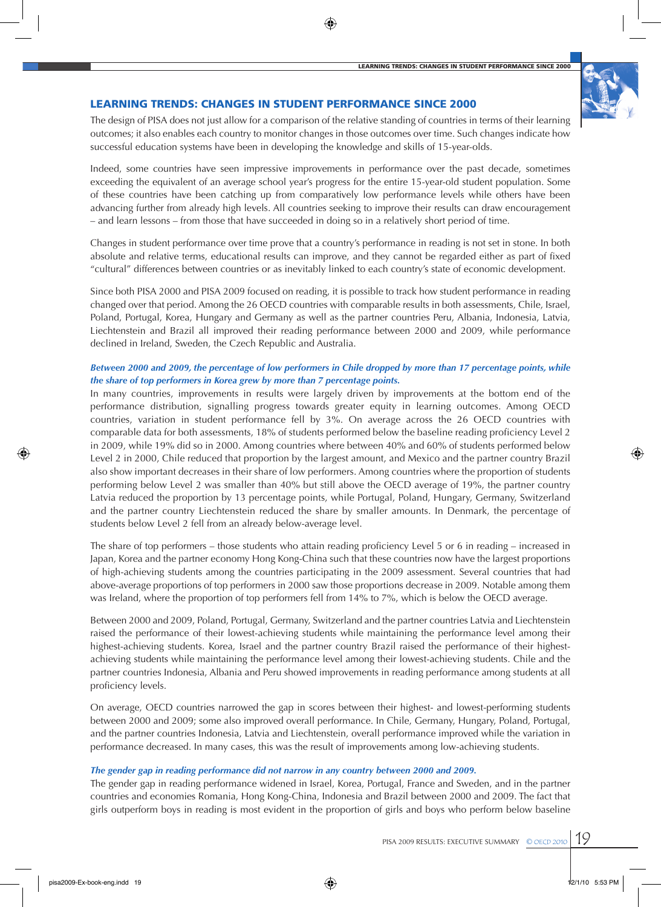## LEARNING TRENDS: CHANGES IN STUDENT PERFORMANCE SINCE 2000

The design of PISA does not just allow for a comparison of the relative standing of countries in terms of their learning outcomes; it also enables each country to monitor changes in those outcomes over time. Such changes indicate how successful education systems have been in developing the knowledge and skills of 15-year-olds.

Indeed, some countries have seen impressive improvements in performance over the past decade, sometimes exceeding the equivalent of an average school year's progress for the entire 15-year-old student population. Some of these countries have been catching up from comparatively low performance levels while others have been advancing further from already high levels. All countries seeking to improve their results can draw encouragement – and learn lessons – from those that have succeeded in doing so in a relatively short period of time.

Changes in student performance over time prove that a country's performance in reading is not set in stone. In both absolute and relative terms, educational results can improve, and they cannot be regarded either as part of fixed "cultural" differences between countries or as inevitably linked to each country's state of economic development.

Since both PISA 2000 and PISA 2009 focused on reading, it is possible to track how student performance in reading changed over that period. Among the 26 OECD countries with comparable results in both assessments, Chile, Israel, Poland, Portugal, Korea, Hungary and Germany as well as the partner countries Peru, Albania, Indonesia, Latvia, Liechtenstein and Brazil all improved their reading performance between 2000 and 2009, while performance declined in Ireland, Sweden, the Czech Republic and Australia.

***Between 2000 and 2009, the percentage of low performers in Chile dropped by more than 17 percentage points, while the share of top performers in Korea grew by more than 7 percentage points.***

In many countries, improvements in results were largely driven by improvements at the bottom end of the performance distribution, signalling progress towards greater equity in learning outcomes. Among OECD countries, variation in student performance fell by 3%. On average across the 26 OECD countries with comparable data for both assessments, 18% of students performed below the baseline reading proficiency Level 2 in 2009, while 19% did so in 2000. Among countries where between 40% and 60% of students performed below Level 2 in 2000, Chile reduced that proportion by the largest amount, and Mexico and the partner country Brazil also show important decreases in their share of low performers. Among countries where the proportion of students performing below Level 2 was smaller than 40% but still above the OECD average of 19%, the partner country Latvia reduced the proportion by 13 percentage points, while Portugal, Poland, Hungary, Germany, Switzerland and the partner country Liechtenstein reduced the share by smaller amounts. In Denmark, the percentage of students below Level 2 fell from an already below-average level.

The share of top performers – those students who attain reading proficiency Level 5 or 6 in reading – increased in Japan, Korea and the partner economy Hong Kong-China such that these countries now have the largest proportions of high-achieving students among the countries participating in the 2009 assessment. Several countries that had above-average proportions of top performers in 2000 saw those proportions decrease in 2009. Notable among them was Ireland, where the proportion of top performers fell from 14% to 7%, which is below the OECD average.

Between 2000 and 2009, Poland, Portugal, Germany, Switzerland and the partner countries Latvia and Liechtenstein raised the performance of their lowest-achieving students while maintaining the performance level among their highest-achieving students. Korea, Israel and the partner country Brazil raised the performance of their highest-achieving students while maintaining the performance level among their lowest-achieving students. Chile and the partner countries Indonesia, Albania and Peru showed improvements in reading performance among students at all proficiency levels.

On average, OECD countries narrowed the gap in scores between their highest- and lowest-performing students between 2000 and 2009; some also improved overall performance. In Chile, Germany, Hungary, Poland, Portugal, and the partner countries Indonesia, Latvia and Liechtenstein, overall performance improved while the variation in performance decreased. In many cases, this was the result of improvements among low-achieving students.

***The gender gap in reading performance did not narrow in any country between 2000 and 2009.***

The gender gap in reading performance widened in Israel, Korea, Portugal, France and Sweden, and in the partner countries and economies Romania, Hong Kong-China, Indonesia and Brazil between 2000 and 2009. The fact that girls outperform boys in reading is most evident in the proportion of girls and boys who perform below baseline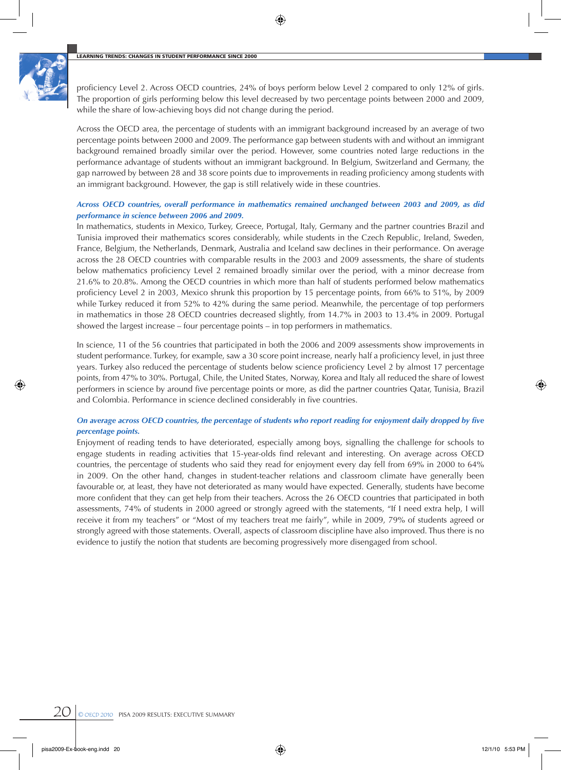proficiency Level 2. Across OECD countries, 24% of boys perform below Level 2 compared to only 12% of girls. The proportion of girls performing below this level decreased by two percentage points between 2000 and 2009, while the share of low-achieving boys did not change during the period.

Across the OECD area, the percentage of students with an immigrant background increased by an average of two percentage points between 2000 and 2009. The performance gap between students with and without an immigrant background remained broadly similar over the period. However, some countries noted large reductions in the performance advantage of students without an immigrant background. In Belgium, Switzerland and Germany, the gap narrowed by between 28 and 38 score points due to improvements in reading proficiency among students with an immigrant background. However, the gap is still relatively wide in these countries.

***Across OECD countries, overall performance in mathematics remained unchanged between 2003 and 2009, as did performance in science between 2006 and 2009.***

In mathematics, students in Mexico, Turkey, Greece, Portugal, Italy, Germany and the partner countries Brazil and Tunisia improved their mathematics scores considerably, while students in the Czech Republic, Ireland, Sweden, France, Belgium, the Netherlands, Denmark, Australia and Iceland saw declines in their performance. On average across the 28 OECD countries with comparable results in the 2003 and 2009 assessments, the share of students below mathematics proficiency Level 2 remained broadly similar over the period, with a minor decrease from 21.6% to 20.8%. Among the OECD countries in which more than half of students performed below mathematics proficiency Level 2 in 2003, Mexico shrunk this proportion by 15 percentage points, from 66% to 51%, by 2009 while Turkey reduced it from 52% to 42% during the same period. Meanwhile, the percentage of top performers in mathematics in those 28 OECD countries decreased slightly, from 14.7% in 2003 to 13.4% in 2009. Portugal showed the largest increase – four percentage points – in top performers in mathematics.

In science, 11 of the 56 countries that participated in both the 2006 and 2009 assessments show improvements in student performance. Turkey, for example, saw a 30 score point increase, nearly half a proficiency level, in just three years. Turkey also reduced the percentage of students below science proficiency Level 2 by almost 17 percentage points, from 47% to 30%. Portugal, Chile, the United States, Norway, Korea and Italy all reduced the share of lowest performers in science by around five percentage points or more, as did the partner countries Qatar, Tunisia, Brazil and Colombia. Performance in science declined considerably in five countries.

***On average across OECD countries, the percentage of students who report reading for enjoyment daily dropped by five percentage points.***

Enjoyment of reading tends to have deteriorated, especially among boys, signalling the challenge for schools to engage students in reading activities that 15-year-olds find relevant and interesting. On average across OECD countries, the percentage of students who said they read for enjoyment every day fell from 69% in 2000 to 64% in 2009. On the other hand, changes in student-teacher relations and classroom climate have generally been favourable or, at least, they have not deteriorated as many would have expected. Generally, students have become more confident that they can get help from their teachers. Across the 26 OECD countries that participated in both assessments, 74% of students in 2000 agreed or strongly agreed with the statements, "If I need extra help, I will receive it from my teachers" or "Most of my teachers treat me fairly", while in 2009, 79% of students agreed or strongly agreed with those statements. Overall, aspects of classroom discipline have also improved. Thus there is no evidence to justify the notion that students are becoming progressively more disengaged from school.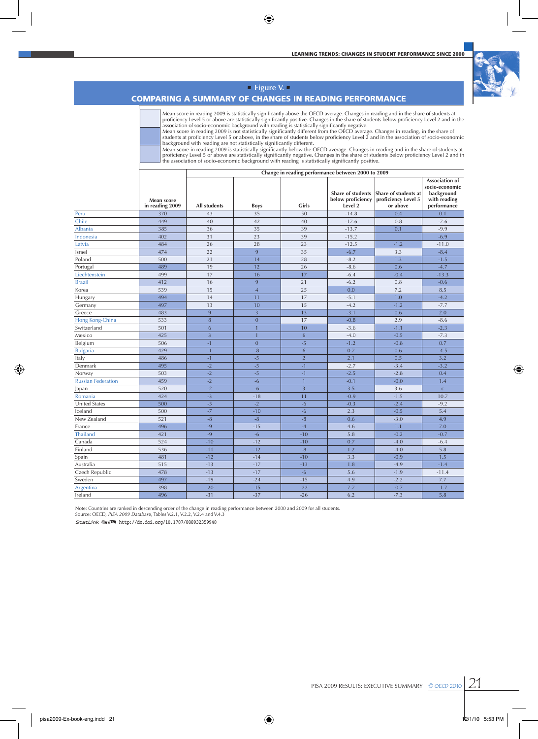## ■ Figure V. ■
## COMPARING A SUMMARY OF CHANGES IN READING PERFORMANCE

- Mean score in reading 2009 is statistically significantly above the OECD average. Changes in reading and in the share of students at proficiency Level 5 or above are statistically significantly positive. Changes in the share of students below proficiency Level 2 and in the association of socio-economic background with reading is statistically significantly negative.
- Mean score in reading 2009 is not statistically significantly different from the OECD average. Changes in reading, in the share of students at proficiency Level 5 or above, in the share of students below proficiency Level 2 and in the association of socio-economic background with reading are not statistically significantly different.
- Mean score in reading 2009 is statistically significantly below the OECD average. Changes in reading and in the share of students at proficiency Level 5 or above are statistically significantly negative. Changes in the share of students below proficiency Level 2 and in the association of socio-economic background with reading is statistically significantly positive.

| | Mean score in reading 2009 | Change in reading performance between 2000 to 2009 | | | | | |
|---|---|---|---|---|---|---|---|
| | | All students | Boys | Girls | Share of students below proficiency Level 2 | Share of students at proficiency Level 5 or above | Association of socio-economic background with reading performance |
| Peru | 370 | 43 | 35 | 50 | -14.8 | 0.4 | 0.1 |
| Chile | 449 | 40 | 42 | 40 | -17.6 | 0.8 | -7.6 |
| Albania | 385 | 36 | 35 | 39 | -13.7 | 0.1 | -9.9 |
| Indonesia | 402 | 31 | 23 | 39 | -15.2 | | -6.9 |
| Latvia | 484 | 26 | 28 | 23 | -12.5 | -1.2 | -11.0 |
| Israel | 474 | 22 | 9 | 35 | -6.7 | 3.3 | -8.4 |
| Poland | 500 | 21 | 14 | 28 | -8.2 | 1.3 | -1.5 |
| Portugal | 489 | 19 | 12 | 26 | -8.6 | 0.6 | -4.7 |
| Liechtenstein | 499 | 17 | 16 | 17 | -6.4 | -0.4 | -13.3 |
| Brazil | 412 | 16 | 9 | 21 | -6.2 | 0.8 | -0.6 |
| Korea | 539 | 15 | 4 | 25 | 0.0 | 7.2 | 8.5 |
| Hungary | 494 | 14 | 11 | 17 | -5.1 | 1.0 | -4.2 |
| Germany | 497 | 13 | 10 | 15 | -4.2 | -1.2 | -7.7 |
| Greece | 483 | 9 | 3 | 13 | -3.1 | 0.6 | 2.0 |
| Hong Kong-China | 533 | 8 | 0 | 17 | -0.8 | 2.9 | -8.6 |
| Switzerland | 501 | 6 | 1 | 10 | -3.6 | -1.1 | -2.3 |
| Mexico | 425 | 3 | 1 | 6 | -4.0 | -0.5 | -7.3 |
| Belgium | 506 | -1 | 0 | -5 | -1.2 | -0.8 | 0.7 |
| Bulgaria | 429 | -1 | -8 | 6 | 0.7 | 0.6 | -4.5 |
| Italy | 486 | -1 | -5 | 2 | 2.1 | 0.5 | 3.2 |
| Denmark | 495 | -2 | -5 | -1 | -2.7 | -3.4 | -3.2 |
| Norway | 503 | -2 | -5 | -1 | -2.5 | -2.8 | 0.4 |
| Russian Federation | 459 | -2 | -6 | 1 | -0.1 | -0.0 | 1.4 |
| Japan | 520 | -2 | -6 | 3 | 3.5 | 3.6 | c |
| Romania | 424 | -3 | -18 | 11 | -0.9 | -1.5 | 10.7 |
| United States | 500 | -5 | -2 | -6 | -0.3 | -2.4 | -9.2 |
| Iceland | 500 | -7 | -10 | -6 | 2.3 | -0.5 | 5.4 |
| New Zealand | 521 | -8 | -8 | -8 | 0.6 | -3.0 | 4.9 |
| France | 496 | -9 | -15 | -4 | 4.6 | 1.1 | 7.0 |
| Thailand | 421 | -9 | -6 | -10 | 5.8 | -0.2 | -0.7 |
| Canada | 524 | -10 | -12 | -10 | 0.7 | -4.0 | -6.4 |
| Finland | 536 | -11 | -12 | -8 | 1.2 | -4.0 | 5.8 |
| Spain | 481 | -12 | -14 | -10 | 3.3 | -0.9 | 1.5 |
| Australia | 515 | -13 | -17 | -13 | 1.8 | -4.9 | -1.4 |
| Czech Republic | 478 | -13 | -17 | -6 | 5.6 | -1.9 | -11.4 |
| Sweden | 497 | -19 | -24 | -15 | 4.9 | -2.2 | 7.7 |
| Argentina | 398 | -20 | -15 | -22 | 7.7 | -0.7 | -1.7 |
| Ireland | 496 | -31 | -37 | -26 | 6.2 | -7.3 | 5.8 |

Note: Countries are ranked in descending order of the change in reading performance between 2000 and 2009 for all students.
Source: OECD, *PISA 2009 Database*, Tables V.2.1, V.2.2, V.2.4 and V.4.3

StatLink http://dx.doi.org/10.1787/888932359948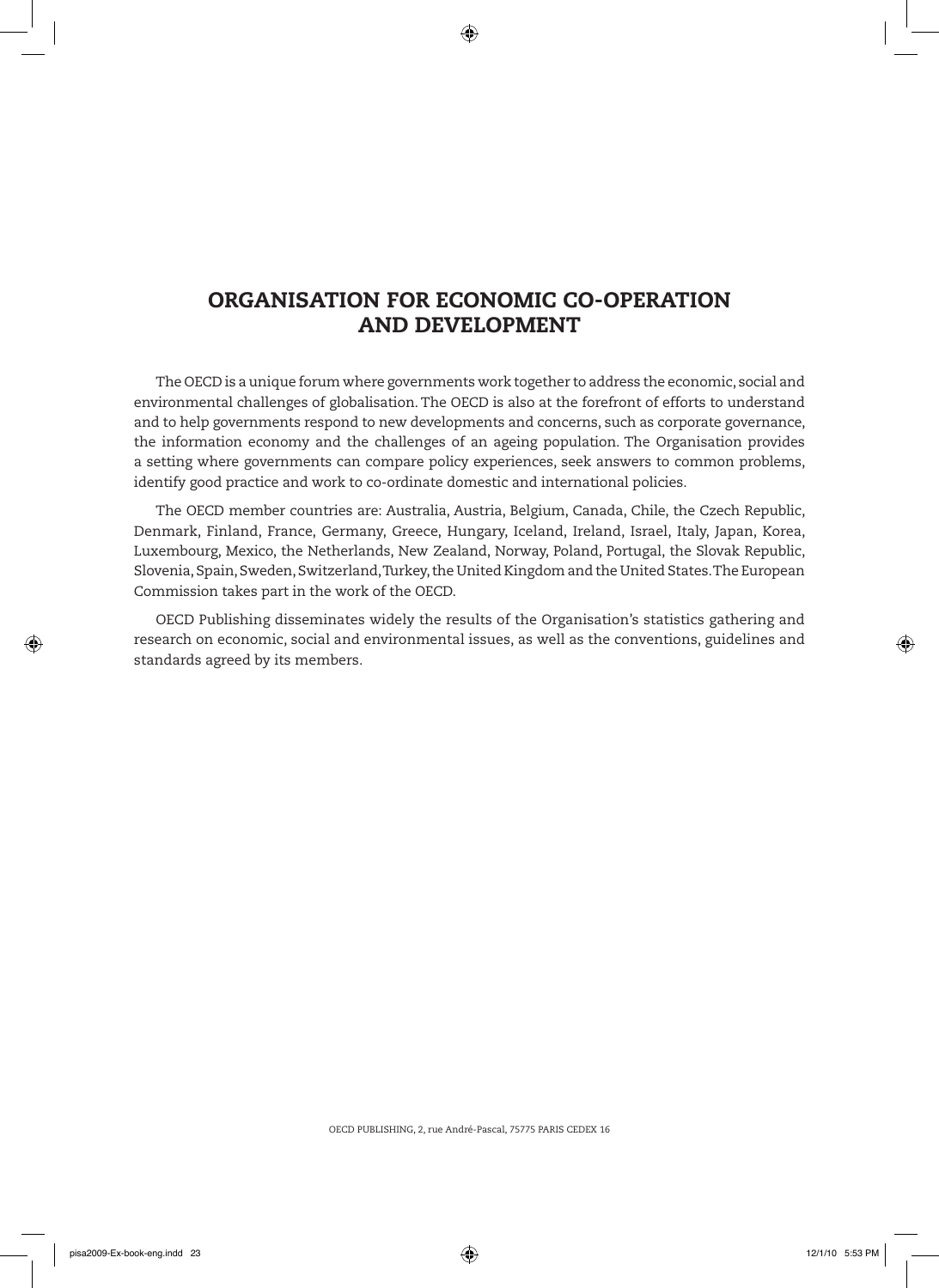# ORGANISATION FOR ECONOMIC CO-OPERATION AND DEVELOPMENT

The OECD is a unique forum where governments work together to address the economic, social and environmental challenges of globalisation. The OECD is also at the forefront of efforts to understand and to help governments respond to new developments and concerns, such as corporate governance, the information economy and the challenges of an ageing population. The Organisation provides a setting where governments can compare policy experiences, seek answers to common problems, identify good practice and work to co-ordinate domestic and international policies.

The OECD member countries are: Australia, Austria, Belgium, Canada, Chile, the Czech Republic, Denmark, Finland, France, Germany, Greece, Hungary, Iceland, Ireland, Israel, Italy, Japan, Korea, Luxembourg, Mexico, the Netherlands, New Zealand, Norway, Poland, Portugal, the Slovak Republic, Slovenia, Spain, Sweden, Switzerland, Turkey, the United Kingdom and the United States. The European Commission takes part in the work of the OECD.

OECD Publishing disseminates widely the results of the Organisation's statistics gathering and research on economic, social and environmental issues, as well as the conventions, guidelines and standards agreed by its members.

OECD PUBLISHING, 2, rue André-Pascal, 75775 PARIS CEDEX 16